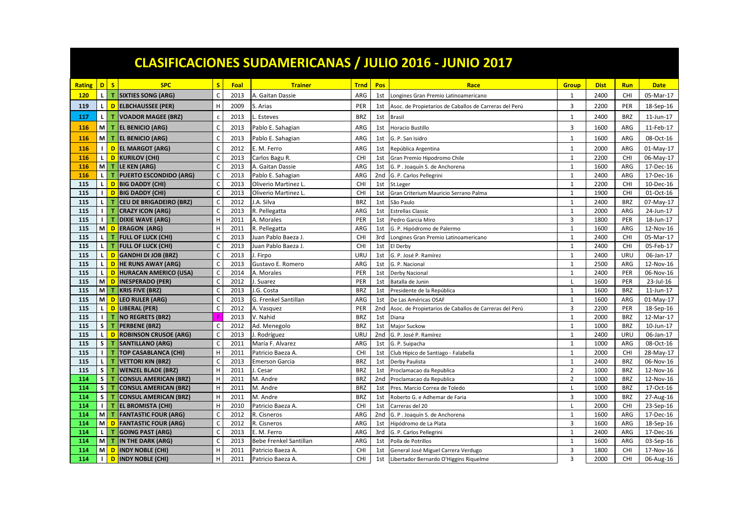# CLASIFICACIONES SUDAMERICANAS / JULIO 2016 - JUNIO 2017

| Rating | D | S | SPC | S | Foal | Trainer | Trnd | Pos | Race | Group | Dist | Run | Date |
|---|---|---|---|---|---|---|---|---|---|---|---|---|---|
| 120 | L | T | SIXTIES SONG (ARG) | C | 2013 | A. Gaitan Dassie | ARG | 1st | Longines Gran Premio Latinoamericano | 1 | 2400 | CHI | 05-Mar-17 |
| 119 | L | D | ELBCHAUSSEE (PER) | H | 2009 | S. Arias | PER | 1st | Asoc. de Propietarios de Caballos de Carreras del Perú | 3 | 2200 | PER | 18-Sep-16 |
| 117 | L | T | VOADOR MAGEE (BRZ) | c | 2013 | L. Esteves | BRZ | 1st | Brasil | 1 | 2400 | BRZ | 11-Jun-17 |
| 116 | M | T | EL BENICIO (ARG) | C | 2013 | Pablo E. Sahagian | ARG | 1st | Horacio Bustillo | 3 | 1600 | ARG | 11-Feb-17 |
| 116 | M | T | EL BENICIO (ARG) | C | 2013 | Pablo E. Sahagian | ARG | 1st | G. P. San Isidro | 1 | 1600 | ARG | 08-Oct-16 |
| 116 | I | D | EL MARGOT (ARG) | C | 2012 | E. M. Ferro | ARG | 1st | República Argentina | 1 | 2000 | ARG | 01-May-17 |
| 116 | L | D | KURILOV (CHI) | C | 2013 | Carlos Bagu R. | CHI | 1st | Gran Premio Hipodromo Chile | 1 | 2200 | CHI | 06-May-17 |
| 116 | M | T | LE KEN (ARG) | C | 2013 | A. Gaitan Dassie | ARG | 1st | G. P . Joaquín S. de Anchorena | 1 | 1600 | ARG | 17-Dec-16 |
| 116 | L | T | PUERTO ESCONDIDO (ARG) | C | 2013 | Pablo E. Sahagian | ARG | 2nd | G. P. Carlos Pellegrini | 1 | 2400 | ARG | 17-Dec-16 |
| 115 | L | D | BIG DADDY (CHI) | C | 2013 | Oliverio Martinez L. | CHI | 1st | St.Leger | 1 | 2200 | CHI | 10-Dec-16 |
| 115 | I | D | BIG DADDY (CHI) | C | 2013 | Oliverio Martinez L. | CHI | 1st | Gran Criterium Mauricio Serrano Palma | 1 | 1900 | CHI | 01-Oct-16 |
| 115 | L | T | CEU DE BRIGADEIRO (BRZ) | C | 2012 | J.A. Silva | BRZ | 1st | São Paulo | 1 | 2400 | BRZ | 07-May-17 |
| 115 | I | T | CRAZY ICON (ARG) | C | 2013 | R. Pellegatta | ARG | 1st | Estrellas Classic | 1 | 2000 | ARG | 24-Jun-17 |
| 115 | I | T | DIXIE WAVE (ARG) | H | 2011 | A. Morales | PER | 1st | Pedro Garcia Miro | 3 | 1800 | PER | 18-Jun-17 |
| 115 | M | D | ERAGON (ARG) | H | 2011 | R. Pellegatta | ARG | 1st | G. P. Hipódromo de Palermo | 1 | 1600 | ARG | 12-Nov-16 |
| 115 | L | T | FULL OF LUCK (CHI) | C | 2013 | Juan Pablo Baeza J. | CHI | 3rd | Longines Gran Premio Latinoamericano | 1 | 2400 | CHI | 05-Mar-17 |
| 115 | L | T | FULL OF LUCK (CHI) | C | 2013 | Juan Pablo Baeza J. | CHI | 1st | El Derby | 1 | 2400 | CHI | 05-Feb-17 |
| 115 | L | D | GANDHI DI JOB (BRZ) | C | 2013 | J. Firpo | URU | 1st | G. P. José P. Ramírez | 1 | 2400 | URU | 06-Jan-17 |
| 115 | L | D | HE RUNS AWAY (ARG) | C | 2013 | Gustavo E. Romero | ARG | 1st | G. P. Nacional | 1 | 2500 | ARG | 12-Nov-16 |
| 115 | L | D | HURACAN AMERICO (USA) | C | 2014 | A. Morales | PER | 1st | Derby Nacional | 1 | 2400 | PER | 06-Nov-16 |
| 115 | M | D | INESPERADO (PER) | C | 2012 | J. Suarez | PER | 1st | Batalla de Junin | L | 1600 | PER | 23-Jul-16 |
| 115 | M | T | KRIS FIVE (BRZ) | C | 2013 | J.G. Costa | BRZ | 1st | Presidente de la República | 1 | 1600 | BRZ | 11-Jun-17 |
| 115 | M | D | LEO RULER (ARG) | C | 2013 | G. Frenkel Santillan | ARG | 1st | De Las Américas OSAF | 1 | 1600 | ARG | 01-May-17 |
| 115 | L | D | LIBERAL (PER) | C | 2012 | A. Vasquez | PER | 2nd | Asoc. de Propietarios de Caballos de Carreras del Perú | 3 | 2200 | PER | 18-Sep-16 |
| 115 | I | T | NO REGRETS (BRZ) | F | 2013 | V. Nahid | BRZ | 1st | Diana | 1 | 2000 | BRZ | 12-Mar-17 |
| 115 | S | T | PERBENE (BRZ) | C | 2012 | Ad. Menegolo | BRZ | 1st | Major Suckow | 1 | 1000 | BRZ | 10-Jun-17 |
| 115 | L | D | ROBINSON CRUSOE (ARG) | C | 2013 | J. Rodríguez | URU | 2nd | G. P. José P. Ramírez | 1 | 2400 | URU | 06-Jan-17 |
| 115 | S | T | SANTILLANO (ARG) | C | 2011 | María F. Alvarez | ARG | 1st | G. P. Suipacha | 1 | 1000 | ARG | 08-Oct-16 |
| 115 | I | T | TOP CASABLANCA (CHI) | H | 2011 | Patricio Baeza A. | CHI | 1st | Club Hipico de Santiago - Falabella | 1 | 2000 | CHI | 28-May-17 |
| 115 | L | T | VETTORI KIN (BRZ) | C | 2013 | Emerson Garcia | BRZ | 1st | Derby Paulista | 1 | 2400 | BRZ | 06-Nov-16 |
| 115 | S | T | WENZEL BLADE (BRZ) | H | 2011 | J. Cesar | BRZ | 1st | Proclamacao da Republica | 2 | 1000 | BRZ | 12-Nov-16 |
| 114 | S | T | CONSUL AMERICAN (BRZ) | H | 2011 | M. Andre | BRZ | 2nd | Proclamacao da Republica | 2 | 1000 | BRZ | 12-Nov-16 |
| 114 | S | T | CONSUL AMERICAN (BRZ) | H | 2011 | M. Andre | BRZ | 1st | Pres. Marcio Correa de Toledo | L | 1000 | BRZ | 17-Oct-16 |
| 114 | S | T | CONSUL AMERICAN (BRZ) | H | 2011 | M. Andre | BRZ | 1st | Roberto G. e Adhemar de Faria | 3 | 1000 | BRZ | 27-Aug-16 |
| 114 | I | T | EL BROMISTA (CHI) | H | 2010 | Patricio Baeza A. | CHI | 1st | Carreras del 20 | L | 2000 | CHI | 23-Sep-16 |
| 114 | M | T | FANTASTIC FOUR (ARG) | C | 2012 | R. Cisneros | ARG | 2nd | G. P . Joaquín S. de Anchorena | 1 | 1600 | ARG | 17-Dec-16 |
| 114 | M | D | FANTASTIC FOUR (ARG) | C | 2012 | R. Cisneros | ARG | 1st | Hipódromo de La Plata | 3 | 1600 | ARG | 18-Sep-16 |
| 114 | L | T | GOING PAST (ARG) | C | 2013 | E. M. Ferro | ARG | 3rd | G. P. Carlos Pellegrini | 1 | 2400 | ARG | 17-Dec-16 |
| 114 | M | T | IN THE DARK (ARG) | C | 2013 | Bebe Frenkel Santillan | ARG | 1st | Polla de Potrillos | 1 | 1600 | ARG | 03-Sep-16 |
| 114 | M | D | INDY NOBLE (CHI) | H | 2011 | Patricio Baeza A. | CHI | 1st | General José Miguel Carrera Verdugo | 3 | 1800 | CHI | 17-Nov-16 |
| 114 | I | D | INDY NOBLE (CHI) | H | 2011 | Patricio Baeza A. | CHI | 1st | Libertador Bernardo O'Higgins Riquelme | 3 | 2000 | CHI | 06-Aug-16 |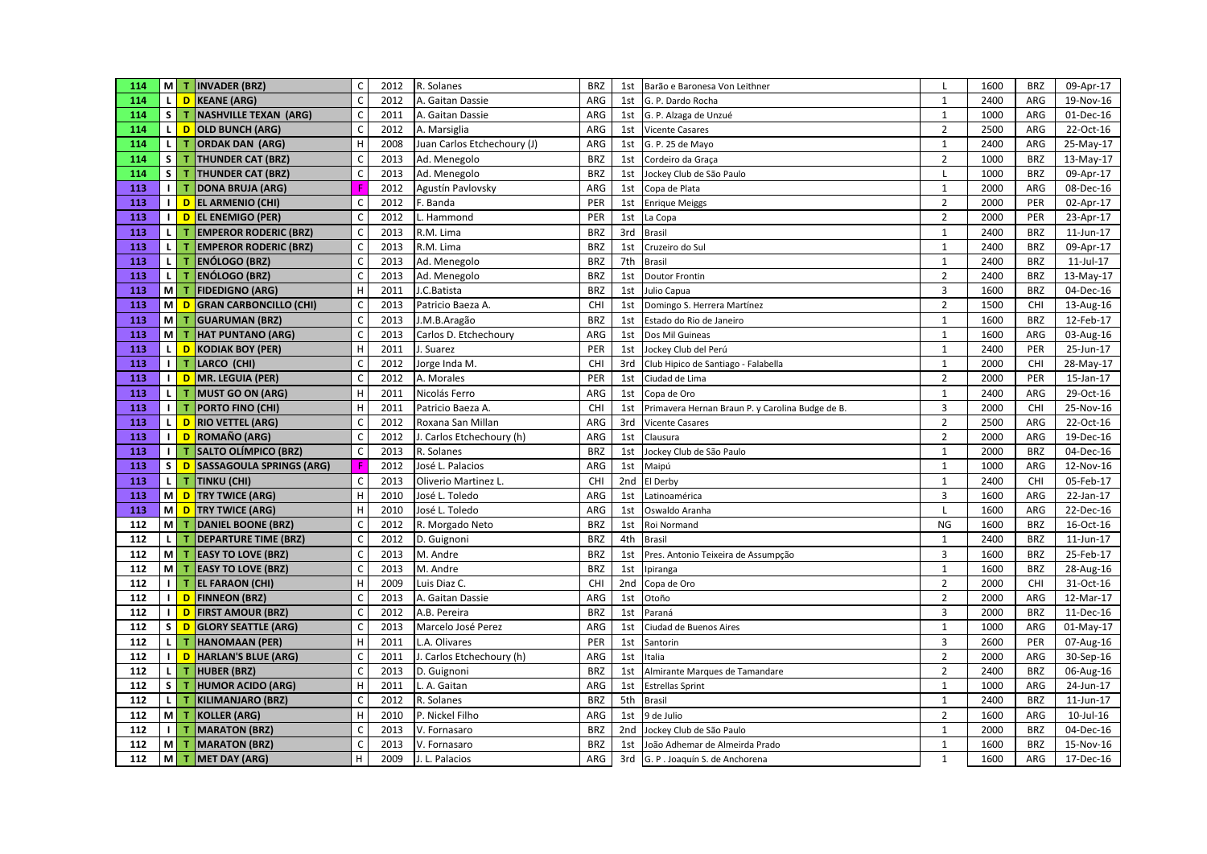| 114 | M | T | INVADER (BRZ) | C | 2012 | R. Solanes | BRZ | 1st | Barão e Baronesa Von Leithner | L | 1600 | BRZ | 09-Apr-17 |
|---|---|---|---|---|---|---|---|---|---|---|---|---|---|
| 114 | L | D | KEANE (ARG) | C | 2012 | A. Gaitan Dassie | ARG | 1st | G. P. Dardo Rocha | 1 | 2400 | ARG | 19-Nov-16 |
| 114 | S | T | NASHVILLE TEXAN (ARG) | C | 2011 | A. Gaitan Dassie | ARG | 1st | G. P. Alzaga de Unzué | 1 | 1000 | ARG | 01-Dec-16 |
| 114 | L | D | OLD BUNCH (ARG) | C | 2012 | A. Marsiglia | ARG | 1st | Vicente Casares | 2 | 2500 | ARG | 22-Oct-16 |
| 114 | L | T | ORDAK DAN (ARG) | H | 2008 | Juan Carlos Etchechoury (J) | ARG | 1st | G. P. 25 de Mayo | 1 | 2400 | ARG | 25-May-17 |
| 114 | S | T | THUNDER CAT (BRZ) | C | 2013 | Ad. Menegolo | BRZ | 1st | Cordeiro da Graça | 2 | 1000 | BRZ | 13-May-17 |
| 114 | S | T | THUNDER CAT (BRZ) | C | 2013 | Ad. Menegolo | BRZ | 1st | Jockey Club de São Paulo | L | 1000 | BRZ | 09-Apr-17 |
| 113 | I | T | DONA BRUJA (ARG) | F | 2012 | Agustín Pavlovsky | ARG | 1st | Copa de Plata | 1 | 2000 | ARG | 08-Dec-16 |
| 113 | I | D | EL ARMENIO (CHI) | C | 2012 | F. Banda | PER | 1st | Enrique Meiggs | 2 | 2000 | PER | 02-Apr-17 |
| 113 | I | D | EL ENEMIGO (PER) | C | 2012 | L. Hammond | PER | 1st | La Copa | 2 | 2000 | PER | 23-Apr-17 |
| 113 | L | T | EMPEROR RODERIC (BRZ) | C | 2013 | R.M. Lima | BRZ | 3rd | Brasil | 1 | 2400 | BRZ | 11-Jun-17 |
| 113 | L | T | EMPEROR RODERIC (BRZ) | C | 2013 | R.M. Lima | BRZ | 1st | Cruzeiro do Sul | 1 | 2400 | BRZ | 09-Apr-17 |
| 113 | L | T | ENÓLOGO (BRZ) | C | 2013 | Ad. Menegolo | BRZ | 7th | Brasil | 1 | 2400 | BRZ | 11-Jul-17 |
| 113 | L | T | ENÓLOGO (BRZ) | C | 2013 | Ad. Menegolo | BRZ | 1st | Doutor Frontin | 2 | 2400 | BRZ | 13-May-17 |
| 113 | M | T | FIDEDIGNO (ARG) | H | 2011 | J.C.Batista | BRZ | 1st | Julio Capua | 3 | 1600 | BRZ | 04-Dec-16 |
| 113 | M | D | GRAN CARBONCILLO (CHI) | C | 2013 | Patricio Baeza A. | CHI | 1st | Domingo S. Herrera Martínez | 2 | 1500 | CHI | 13-Aug-16 |
| 113 | M | T | GUARUMAN (BRZ) | C | 2013 | J.M.B.Aragão | BRZ | 1st | Estado do Rio de Janeiro | 1 | 1600 | BRZ | 12-Feb-17 |
| 113 | M | T | HAT PUNTANO (ARG) | C | 2013 | Carlos D. Etchechoury | ARG | 1st | Dos Mil Guineas | 1 | 1600 | ARG | 03-Aug-16 |
| 113 | L | D | KODIAK BOY (PER) | H | 2011 | J. Suarez | PER | 1st | Jockey Club del Perú | 1 | 2400 | PER | 25-Jun-17 |
| 113 | I | T | LARCO (CHI) | C | 2012 | Jorge Inda M. | CHI | 3rd | Club Hipico de Santiago - Falabella | 1 | 2000 | CHI | 28-May-17 |
| 113 | I | D | MR. LEGUIA (PER) | C | 2012 | A. Morales | PER | 1st | Ciudad de Lima | 2 | 2000 | PER | 15-Jan-17 |
| 113 | L | T | MUST GO ON (ARG) | H | 2011 | Nicolás Ferro | ARG | 1st | Copa de Oro | 1 | 2400 | ARG | 29-Oct-16 |
| 113 | I | T | PORTO FINO (CHI) | H | 2011 | Patricio Baeza A. | CHI | 1st | Primavera Hernan Braun P. y Carolina Budge de B. | 3 | 2000 | CHI | 25-Nov-16 |
| 113 | L | D | RIO VETTEL (ARG) | C | 2012 | Roxana San Millan | ARG | 3rd | Vicente Casares | 2 | 2500 | ARG | 22-Oct-16 |
| 113 | I | D | ROMAÑO (ARG) | C | 2012 | J. Carlos Etchechoury (h) | ARG | 1st | Clausura | 2 | 2000 | ARG | 19-Dec-16 |
| 113 | I | T | SALTO OLÍMPICO (BRZ) | C | 2013 | R. Solanes | BRZ | 1st | Jockey Club de São Paulo | 1 | 2000 | BRZ | 04-Dec-16 |
| 113 | S | D | SASSAGOULA SPRINGS (ARG) | F | 2012 | José L. Palacios | ARG | 1st | Maipú | 1 | 1000 | ARG | 12-Nov-16 |
| 113 | L | T | TINKU (CHI) | C | 2013 | Oliverio Martinez L. | CHI | 2nd | El Derby | 1 | 2400 | CHI | 05-Feb-17 |
| 113 | M | D | TRY TWICE (ARG) | H | 2010 | José L. Toledo | ARG | 1st | Latinoamérica | 3 | 1600 | ARG | 22-Jan-17 |
| 113 | M | D | TRY TWICE (ARG) | H | 2010 | José L. Toledo | ARG | 1st | Oswaldo Aranha | L | 1600 | ARG | 22-Dec-16 |
| 112 | M | T | DANIEL BOONE (BRZ) | C | 2012 | R. Morgado Neto | BRZ | 1st | Roi Normand | NG | 1600 | BRZ | 16-Oct-16 |
| 112 | L | T | DEPARTURE TIME (BRZ) | C | 2012 | D. Guignoni | BRZ | 4th | Brasil | 1 | 2400 | BRZ | 11-Jun-17 |
| 112 | M | T | EASY TO LOVE (BRZ) | C | 2013 | M. Andre | BRZ | 1st | Pres. Antonio Teixeira de Assumpção | 3 | 1600 | BRZ | 25-Feb-17 |
| 112 | M | T | EASY TO LOVE (BRZ) | C | 2013 | M. Andre | BRZ | 1st | Ipiranga | 1 | 1600 | BRZ | 28-Aug-16 |
| 112 | I | T | EL FARAON (CHI) | H | 2009 | Luis Diaz C. | CHI | 2nd | Copa de Oro | 2 | 2000 | CHI | 31-Oct-16 |
| 112 | I | D | FINNEON (BRZ) | C | 2013 | A. Gaitan Dassie | ARG | 1st | Otoño | 2 | 2000 | ARG | 12-Mar-17 |
| 112 | I | D | FIRST AMOUR (BRZ) | C | 2012 | A.B. Pereira | BRZ | 1st | Paraná | 3 | 2000 | BRZ | 11-Dec-16 |
| 112 | S | D | GLORY SEATTLE (ARG) | C | 2013 | Marcelo José Perez | ARG | 1st | Ciudad de Buenos Aires | 1 | 1000 | ARG | 01-May-17 |
| 112 | L | T | HANOMAAN (PER) | H | 2011 | L.A. Olivares | PER | 1st | Santorin | 3 | 2600 | PER | 07-Aug-16 |
| 112 | I | D | HARLAN'S BLUE (ARG) | C | 2011 | J. Carlos Etchechoury (h) | ARG | 1st | Italia | 2 | 2000 | ARG | 30-Sep-16 |
| 112 | L | T | HUBER (BRZ) | C | 2013 | D. Guignoni | BRZ | 1st | Almirante Marques de Tamandare | 2 | 2400 | BRZ | 06-Aug-16 |
| 112 | S | T | HUMOR ACIDO (ARG) | H | 2011 | L. A. Gaitan | ARG | 1st | Estrellas Sprint | 1 | 1000 | ARG | 24-Jun-17 |
| 112 | L | T | KILIMANJARO (BRZ) | C | 2012 | R. Solanes | BRZ | 5th | Brasil | 1 | 2400 | BRZ | 11-Jun-17 |
| 112 | M | T | KOLLER (ARG) | H | 2010 | P. Nickel Filho | ARG | 1st | 9 de Julio | 2 | 1600 | ARG | 10-Jul-16 |
| 112 | I | T | MARATON (BRZ) | C | 2013 | V. Fornasaro | BRZ | 2nd | Jockey Club de São Paulo | 1 | 2000 | BRZ | 04-Dec-16 |
| 112 | M | T | MARATON (BRZ) | C | 2013 | V. Fornasaro | BRZ | 1st | João Adhemar de Almeirda Prado | 1 | 1600 | BRZ | 15-Nov-16 |
| 112 | M | T | MET DAY (ARG) | H | 2009 | J. L. Palacios | ARG | 3rd | G. P . Joaquín S. de Anchorena | 1 | 1600 | ARG | 17-Dec-16 |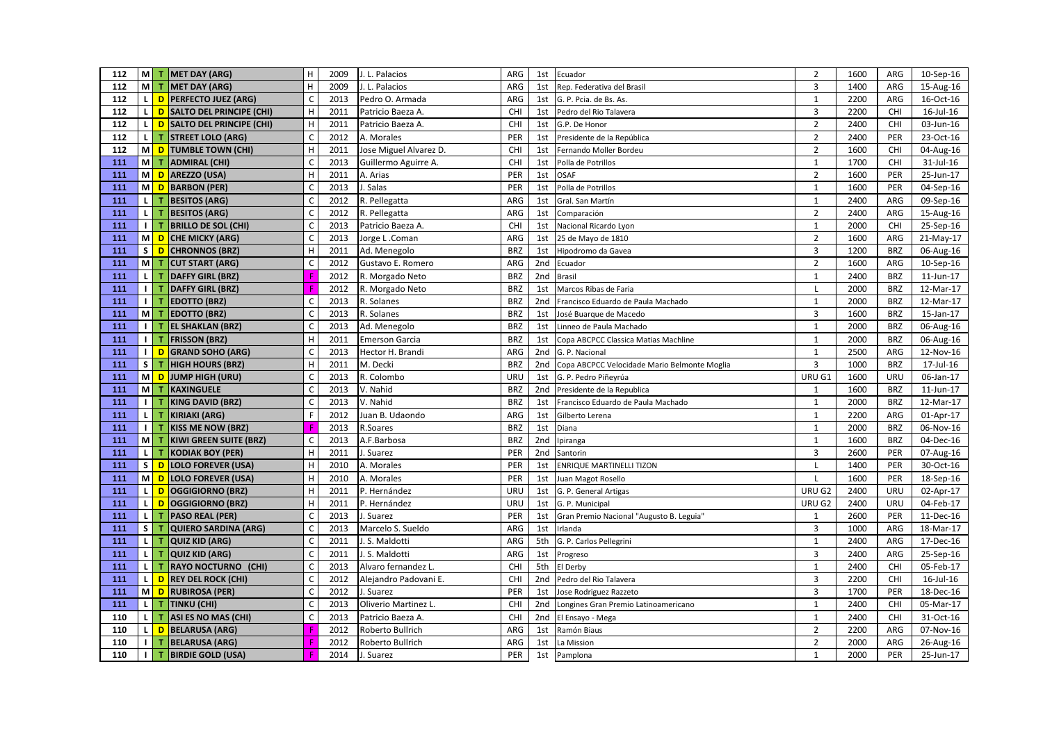| 112 | M | T | MET DAY (ARG) | H | 2009 | J. L. Palacios | ARG | 1st | Ecuador | 2 | 1600 | ARG | 10-Sep-16 |
|---|---|---|---|---|---|---|---|---|---|---|---|---|---|
| 112 | M | T | MET DAY (ARG) | H | 2009 | J. L. Palacios | ARG | 1st | Rep. Federativa del Brasil | 3 | 1400 | ARG | 15-Aug-16 |
| 112 | L | D | PERFECTO JUEZ (ARG) | C | 2013 | Pedro O. Armada | ARG | 1st | G. P. Pcia. de Bs. As. | 1 | 2200 | ARG | 16-Oct-16 |
| 112 | L | D | SALTO DEL PRINCIPE (CHI) | H | 2011 | Patricio Baeza A. | CHI | 1st | Pedro del Rio Talavera | 3 | 2200 | CHI | 16-Jul-16 |
| 112 | L | D | SALTO DEL PRINCIPE (CHI) | H | 2011 | Patricio Baeza A. | CHI | 1st | G.P. De Honor | 2 | 2400 | CHI | 03-Jun-16 |
| 112 | L | T | STREET LOLO (ARG) | C | 2012 | A. Morales | PER | 1st | Presidente de la República | 2 | 2400 | PER | 23-Oct-16 |
| 112 | M | D | TUMBLE TOWN (CHI) | H | 2011 | Jose Miguel Alvarez D. | CHI | 1st | Fernando Moller Bordeu | 2 | 1600 | CHI | 04-Aug-16 |
| 111 | M | T | ADMIRAL (CHI) | C | 2013 | Guillermo Aguirre A. | CHI | 1st | Polla de Potrillos | 1 | 1700 | CHI | 31-Jul-16 |
| 111 | M | D | AREZZO (USA) | H | 2011 | A. Arias | PER | 1st | OSAF | 2 | 1600 | PER | 25-Jun-17 |
| 111 | M | D | BARBON (PER) | C | 2013 | J. Salas | PER | 1st | Polla de Potrillos | 1 | 1600 | PER | 04-Sep-16 |
| 111 | L | T | BESITOS (ARG) | C | 2012 | R. Pellegatta | ARG | 1st | Gral. San Martín | 1 | 2400 | ARG | 09-Sep-16 |
| 111 | L | T | BESITOS (ARG) | C | 2012 | R. Pellegatta | ARG | 1st | Comparación | 2 | 2400 | ARG | 15-Aug-16 |
| 111 | I | T | BRILLO DE SOL (CHI) | C | 2013 | Patricio Baeza A. | CHI | 1st | Nacional Ricardo Lyon | 1 | 2000 | CHI | 25-Sep-16 |
| 111 | M | D | CHE MICKY (ARG) | C | 2013 | Jorge L .Coman | ARG | 1st | 25 de Mayo de 1810 | 2 | 1600 | ARG | 21-May-17 |
| 111 | S | D | CHRONNOS (BRZ) | H | 2011 | Ad. Menegolo | BRZ | 1st | Hipodromo da Gavea | 3 | 1200 | BRZ | 06-Aug-16 |
| 111 | M | T | CUT START (ARG) | C | 2012 | Gustavo E. Romero | ARG | 2nd | Ecuador | 2 | 1600 | ARG | 10-Sep-16 |
| 111 | L | T | DAFFY GIRL (BRZ) | F | 2012 | R. Morgado Neto | BRZ | 2nd | Brasil | 1 | 2400 | BRZ | 11-Jun-17 |
| 111 | I | T | DAFFY GIRL (BRZ) | F | 2012 | R. Morgado Neto | BRZ | 1st | Marcos Ribas de Faria | L | 2000 | BRZ | 12-Mar-17 |
| 111 | I | T | EDOTTO (BRZ) | C | 2013 | R. Solanes | BRZ | 2nd | Francisco Eduardo de Paula Machado | 1 | 2000 | BRZ | 12-Mar-17 |
| 111 | M | T | EDOTTO (BRZ) | C | 2013 | R. Solanes | BRZ | 1st | José Buarque de Macedo | 3 | 1600 | BRZ | 15-Jan-17 |
| 111 | I | T | EL SHAKLAN (BRZ) | C | 2013 | Ad. Menegolo | BRZ | 1st | Linneo de Paula Machado | 1 | 2000 | BRZ | 06-Aug-16 |
| 111 | I | T | FRISSON (BRZ) | H | 2011 | Emerson Garcia | BRZ | 1st | Copa ABCPCC Classica Matias Machline | 1 | 2000 | BRZ | 06-Aug-16 |
| 111 | I | D | GRAND SOHO (ARG) | C | 2013 | Hector H. Brandi | ARG | 2nd | G. P. Nacional | 1 | 2500 | ARG | 12-Nov-16 |
| 111 | S | T | HIGH HOURS (BRZ) | H | 2011 | M. Decki | BRZ | 2nd | Copa ABCPCC Velocidade Mario Belmonte Moglia | 3 | 1000 | BRZ | 17-Jul-16 |
| 111 | M | D | JUMP HIGH (URU) | C | 2013 | R. Colombo | URU | 1st | G. P. Pedro Piñeyrúa | URU G1 | 1600 | URU | 06-Jan-17 |
| 111 | M | T | KAXINGUELE | C | 2013 | V. Nahid | BRZ | 2nd | Presidente de la Republica | 1 | 1600 | BRZ | 11-Jun-17 |
| 111 | I | T | KING DAVID (BRZ) | C | 2013 | V. Nahid | BRZ | 1st | Francisco Eduardo de Paula Machado | 1 | 2000 | BRZ | 12-Mar-17 |
| 111 | L | T | KIRIAKI (ARG) | F | 2012 | Juan B. Udaondo | ARG | 1st | Gilberto Lerena | 1 | 2200 | ARG | 01-Apr-17 |
| 111 | I | T | KISS ME NOW (BRZ) | F | 2013 | R.Soares | BRZ | 1st | Diana | 1 | 2000 | BRZ | 06-Nov-16 |
| 111 | M | T | KIWI GREEN SUITE (BRZ) | C | 2013 | A.F.Barbosa | BRZ | 2nd | Ipiranga | 1 | 1600 | BRZ | 04-Dec-16 |
| 111 | L | T | KODIAK BOY (PER) | H | 2011 | J. Suarez | PER | 2nd | Santorin | 3 | 2600 | PER | 07-Aug-16 |
| 111 | S | D | LOLO FOREVER (USA) | H | 2010 | A. Morales | PER | 1st | ENRIQUE MARTINELLI TIZON | L | 1400 | PER | 30-Oct-16 |
| 111 | M | D | LOLO FOREVER (USA) | H | 2010 | A. Morales | PER | 1st | Juan Magot Rosello | L | 1600 | PER | 18-Sep-16 |
| 111 | L | D | OGGIGIORNO (BRZ) | H | 2011 | P. Hernández | URU | 1st | G. P. General Artigas | URU G2 | 2400 | URU | 02-Apr-17 |
| 111 | L | D | OGGIGIORNO (BRZ) | H | 2011 | P. Hernández | URU | 1st | G. P. Municipal | URU G2 | 2400 | URU | 04-Feb-17 |
| 111 | L | T | PASO REAL (PER) | C | 2013 | J. Suarez | PER | 1st | Gran Premio Nacional "Augusto B. Leguia" | 1 | 2600 | PER | 11-Dec-16 |
| 111 | S | T | QUIERO SARDINA (ARG) | C | 2013 | Marcelo S. Sueldo | ARG | 1st | Irlanda | 3 | 1000 | ARG | 18-Mar-17 |
| 111 | L | T | QUIZ KID (ARG) | C | 2011 | J. S. Maldotti | ARG | 5th | G. P. Carlos Pellegrini | 1 | 2400 | ARG | 17-Dec-16 |
| 111 | L | T | QUIZ KID (ARG) | C | 2011 | J. S. Maldotti | ARG | 1st | Progreso | 3 | 2400 | ARG | 25-Sep-16 |
| 111 | L | T | RAYO NOCTURNO (CHI) | C | 2013 | Alvaro fernandez L. | CHI | 5th | El Derby | 1 | 2400 | CHI | 05-Feb-17 |
| 111 | L | D | REY DEL ROCK (CHI) | C | 2012 | Alejandro Padovani E. | CHI | 2nd | Pedro del Rio Talavera | 3 | 2200 | CHI | 16-Jul-16 |
| 111 | M | D | RUBIROSA (PER) | C | 2012 | J. Suarez | PER | 1st | Jose Rodriguez Razzeto | 3 | 1700 | PER | 18-Dec-16 |
| 111 | L | T | TINKU (CHI) | C | 2013 | Oliverio Martinez L. | CHI | 2nd | Longines Gran Premio Latinoamericano | 1 | 2400 | CHI | 05-Mar-17 |
| 110 | L | T | ASI ES NO MAS (CHI) | C | 2013 | Patricio Baeza A. | CHI | 2nd | El Ensayo - Mega | 1 | 2400 | CHI | 31-Oct-16 |
| 110 | L | D | BELARUSA (ARG) | F | 2012 | Roberto Bullrich | ARG | 1st | Ramón Biaus | 2 | 2200 | ARG | 07-Nov-16 |
| 110 | I | T | BELARUSA (ARG) | F | 2012 | Roberto Bullrich | ARG | 1st | La Mission | 2 | 2000 | ARG | 26-Aug-16 |
| 110 | I | T | BIRDIE GOLD (USA) | F | 2014 | J. Suarez | PER | 1st | Pamplona | 1 | 2000 | PER | 25-Jun-17 |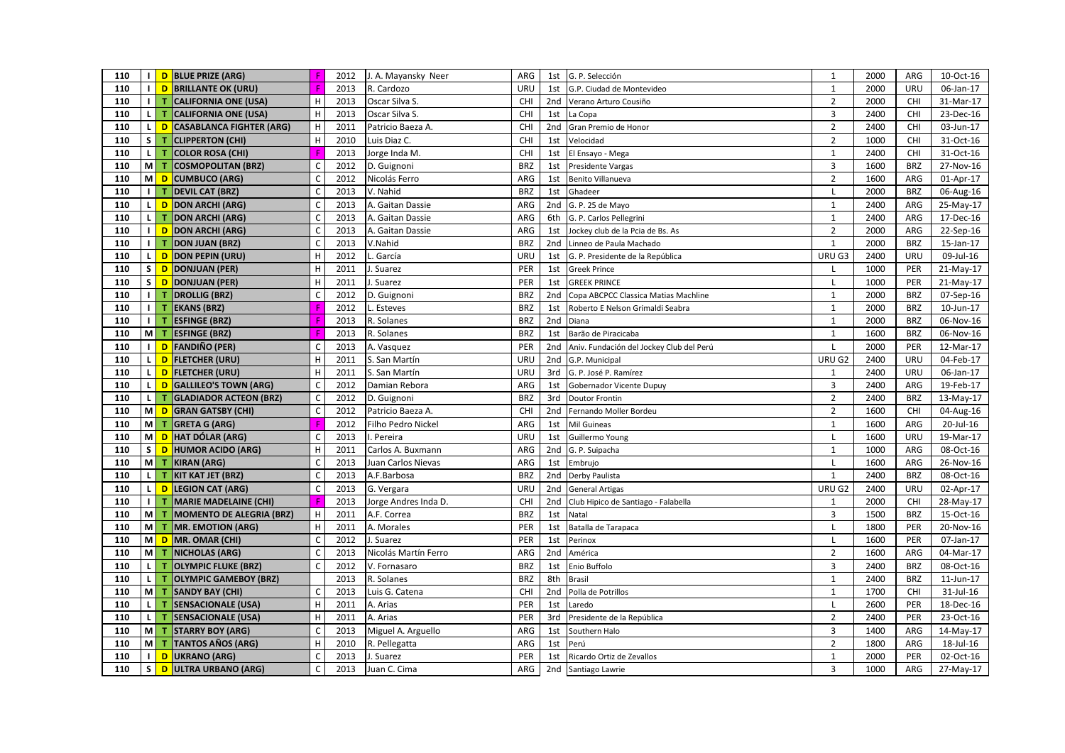| 110 | I | D | BLUE PRIZE (ARG) | F | 2012 | J. A. Mayansky Neer | ARG | 1st | G. P. Selección | 1 | 2000 | ARG | 10-Oct-16 |
|---|---|---|---|---|---|---|---|---|---|---|---|---|---|
| 110 | I | D | BRILLANTE OK (URU) | F | 2013 | R. Cardozo | URU | 1st | G.P. Ciudad de Montevideo | 1 | 2000 | URU | 06-Jan-17 |
| 110 | I | T | CALIFORNIA ONE (USA) | H | 2013 | Oscar Silva S. | CHI | 2nd | Verano Arturo Cousiño | 2 | 2000 | CHI | 31-Mar-17 |
| 110 | L | T | CALIFORNIA ONE (USA) | H | 2013 | Oscar Silva S. | CHI | 1st | La Copa | 3 | 2400 | CHI | 23-Dec-16 |
| 110 | L | D | CASABLANCA FIGHTER (ARG) | H | 2011 | Patricio Baeza A. | CHI | 2nd | Gran Premio de Honor | 2 | 2400 | CHI | 03-Jun-17 |
| 110 | S | T | CLIPPERTON (CHI) | H | 2010 | Luis Diaz C. | CHI | 1st | Velocidad | 2 | 1000 | CHI | 31-Oct-16 |
| 110 | L | T | COLOR ROSA (CHI) | F | 2013 | Jorge Inda M. | CHI | 1st | El Ensayo - Mega | 1 | 2400 | CHI | 31-Oct-16 |
| 110 | M | T | COSMOPOLITAN (BRZ) | C | 2012 | D. Guignoni | BRZ | 1st | Presidente Vargas | 3 | 1600 | BRZ | 27-Nov-16 |
| 110 | M | D | CUMBUCO (ARG) | C | 2012 | Nicolás Ferro | ARG | 1st | Benito Villanueva | 2 | 1600 | ARG | 01-Apr-17 |
| 110 | I | T | DEVIL CAT (BRZ) | C | 2013 | V. Nahid | BRZ | 1st | Ghadeer | L | 2000 | BRZ | 06-Aug-16 |
| 110 | L | D | DON ARCHI (ARG) | C | 2013 | A. Gaitan Dassie | ARG | 2nd | G. P. 25 de Mayo | 1 | 2400 | ARG | 25-May-17 |
| 110 | L | T | DON ARCHI (ARG) | C | 2013 | A. Gaitan Dassie | ARG | 6th | G. P. Carlos Pellegrini | 1 | 2400 | ARG | 17-Dec-16 |
| 110 | I | D | DON ARCHI (ARG) | C | 2013 | A. Gaitan Dassie | ARG | 1st | Jockey club de la Pcia de Bs. As | 2 | 2000 | ARG | 22-Sep-16 |
| 110 | I | T | DON JUAN (BRZ) | C | 2013 | V.Nahid | BRZ | 2nd | Linneo de Paula Machado | 1 | 2000 | BRZ | 15-Jan-17 |
| 110 | L | D | DON PEPIN (URU) | H | 2012 | L. García | URU | 1st | G. P. Presidente de la República | URU G3 | 2400 | URU | 09-Jul-16 |
| 110 | S | D | DONJUAN (PER) | H | 2011 | J. Suarez | PER | 1st | Greek Prince | L | 1000 | PER | 21-May-17 |
| 110 | S | D | DONJUAN (PER) | H | 2011 | J. Suarez | PER | 1st | GREEK PRINCE | L | 1000 | PER | 21-May-17 |
| 110 | I | T | DROLLIG (BRZ) | C | 2012 | D. Guignoni | BRZ | 2nd | Copa ABCPCC Classica Matias Machline | 1 | 2000 | BRZ | 07-Sep-16 |
| 110 | I | T | EKANS (BRZ) | F | 2012 | L. Esteves | BRZ | 1st | Roberto E Nelson Grimaldi Seabra | 1 | 2000 | BRZ | 10-Jun-17 |
| 110 | I | T | ESFINGE (BRZ) | F | 2013 | R. Solanes | BRZ | 2nd | Diana | 1 | 2000 | BRZ | 06-Nov-16 |
| 110 | M | T | ESFINGE (BRZ) | F | 2013 | R. Solanes | BRZ | 1st | Barão de Piracicaba | 1 | 1600 | BRZ | 06-Nov-16 |
| 110 | I | D | FANDIÑO (PER) | C | 2013 | A. Vasquez | PER | 2nd | Aniv. Fundación del Jockey Club del Perú | L | 2000 | PER | 12-Mar-17 |
| 110 | L | D | FLETCHER (URU) | H | 2011 | S. San Martín | URU | 2nd | G.P. Municipal | URU G2 | 2400 | URU | 04-Feb-17 |
| 110 | L | D | FLETCHER (URU) | H | 2011 | S. San Martín | URU | 3rd | G. P. José P. Ramírez | 1 | 2400 | URU | 06-Jan-17 |
| 110 | L | D | GALLILEO'S TOWN (ARG) | C | 2012 | Damian Rebora | ARG | 1st | Gobernador Vicente Dupuy | 3 | 2400 | ARG | 19-Feb-17 |
| 110 | L | T | GLADIADOR ACTEON (BRZ) | C | 2012 | D. Guignoni | BRZ | 3rd | Doutor Frontin | 2 | 2400 | BRZ | 13-May-17 |
| 110 | M | D | GRAN GATSBY (CHI) | C | 2012 | Patricio Baeza A. | CHI | 2nd | Fernando Moller Bordeu | 2 | 1600 | CHI | 04-Aug-16 |
| 110 | M | T | GRETA G (ARG) | F | 2012 | Filho Pedro Nickel | ARG | 1st | Mil Guineas | 1 | 1600 | ARG | 20-Jul-16 |
| 110 | M | D | HAT DÓLAR (ARG) | C | 2013 | I. Pereira | URU | 1st | Guillermo Young | L | 1600 | URU | 19-Mar-17 |
| 110 | S | D | HUMOR ACIDO (ARG) | H | 2011 | Carlos A. Buxmann | ARG | 2nd | G. P. Suipacha | 1 | 1000 | ARG | 08-Oct-16 |
| 110 | M | T | KIRAN (ARG) | C | 2013 | Juan Carlos Nievas | ARG | 1st | Embrujo | L | 1600 | ARG | 26-Nov-16 |
| 110 | L | T | KIT KAT JET (BRZ) | C | 2013 | A.F.Barbosa | BRZ | 2nd | Derby Paulista | 1 | 2400 | BRZ | 08-Oct-16 |
| 110 | L | D | LEGION CAT (ARG) | C | 2013 | G. Vergara | URU | 2nd | General Artigas | URU G2 | 2400 | URU | 02-Apr-17 |
| 110 | I | T | MARIE MADELAINE (CHI) | F | 2013 | Jorge Andres Inda D. | CHI | 2nd | Club Hipico de Santiago - Falabella | 1 | 2000 | CHI | 28-May-17 |
| 110 | M | T | MOMENTO DE ALEGRIA (BRZ) | H | 2011 | A.F. Correa | BRZ | 1st | Natal | 3 | 1500 | BRZ | 15-Oct-16 |
| 110 | M | T | MR. EMOTION (ARG) | H | 2011 | A. Morales | PER | 1st | Batalla de Tarapaca | L | 1800 | PER | 20-Nov-16 |
| 110 | M | D | MR. OMAR (CHI) | C | 2012 | J. Suarez | PER | 1st | Perinox | L | 1600 | PER | 07-Jan-17 |
| 110 | M | T | NICHOLAS (ARG) | C | 2013 | Nicolás Martín Ferro | ARG | 2nd | América | 2 | 1600 | ARG | 04-Mar-17 |
| 110 | L | T | OLYMPIC FLUKE (BRZ) | C | 2012 | V. Fornasaro | BRZ | 1st | Enio Buffolo | 3 | 2400 | BRZ | 08-Oct-16 |
| 110 | L | T | OLYMPIC GAMEBOY (BRZ) | | 2013 | R. Solanes | BRZ | 8th | Brasil | 1 | 2400 | BRZ | 11-Jun-17 |
| 110 | M | T | SANDY BAY (CHI) | C | 2013 | Luis G. Catena | CHI | 2nd | Polla de Potrillos | 1 | 1700 | CHI | 31-Jul-16 |
| 110 | L | T | SENSACIONALE (USA) | H | 2011 | A. Arias | PER | 1st | Laredo | L | 2600 | PER | 18-Dec-16 |
| 110 | L | T | SENSACIONALE (USA) | H | 2011 | A. Arias | PER | 3rd | Presidente de la República | 2 | 2400 | PER | 23-Oct-16 |
| 110 | M | T | STARRY BOY (ARG) | C | 2013 | Miguel A. Arguello | ARG | 1st | Southern Halo | 3 | 1400 | ARG | 14-May-17 |
| 110 | M | T | TANTOS AÑOS (ARG) | H | 2010 | R. Pellegatta | ARG | 1st | Perú | 2 | 1800 | ARG | 18-Jul-16 |
| 110 | I | D | UKRANO (ARG) | C | 2013 | J. Suarez | PER | 1st | Ricardo Ortiz de Zevallos | 1 | 2000 | PER | 02-Oct-16 |
| 110 | S | D | ULTRA URBANO (ARG) | C | 2013 | Juan C. Cima | ARG | 2nd | Santiago Lawrie | 3 | 1000 | ARG | 27-May-17 |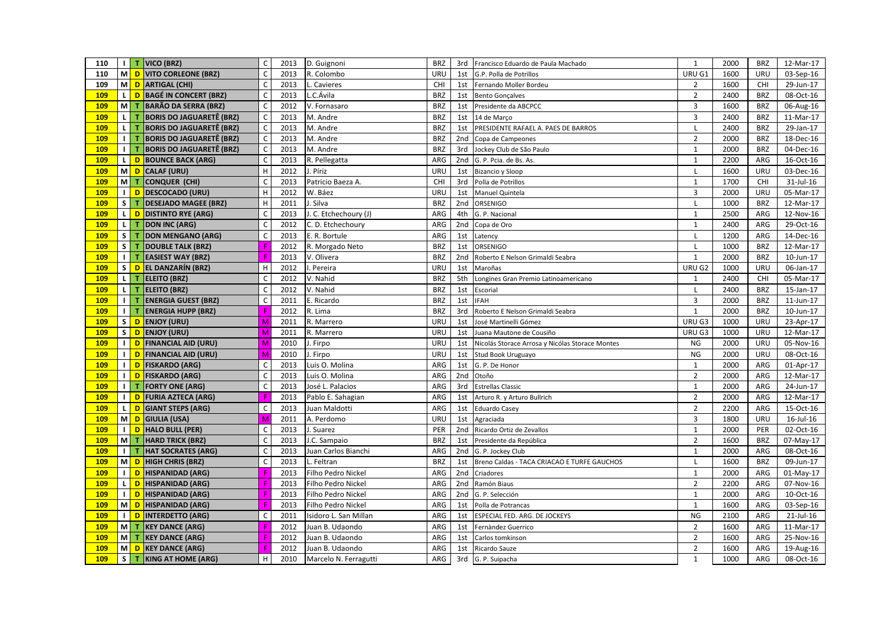| | | | | | | | | | | | | | | |
|---|---|---|---|---|---|---|---|---|---|---|---|---|---|---|
| 110 | I | T | VICO (BRZ) | C | 2013 | D. Guignoni | BRZ | 3rd | Francisco Eduardo de Paula Machado | 1 | 2000 | BRZ | 12-Mar-17 |
| 110 | M | D | VITO CORLEONE (BRZ) | C | 2013 | R. Colombo | URU | 1st | G.P. Polla de Potrillos | URU G1 | 1600 | URU | 03-Sep-16 |
| 109 | M | D | ARTIGAL (CHI) | C | 2013 | L. Cavieres | CHI | 1st | Fernando Moller Bordeu | 2 | 1600 | CHI | 29-Jun-17 |
| 109 | L | D | BAGÉ IN CONCERT (BRZ) | C | 2013 | L.C.Ávila | BRZ | 1st | Bento Gonçalves | 2 | 2400 | BRZ | 08-Oct-16 |
| 109 | M | T | BARÃO DA SERRA (BRZ) | C | 2012 | V. Fornasaro | BRZ | 1st | Presidente da ABCPCC | 3 | 1600 | BRZ | 06-Aug-16 |
| 109 | L | T | BORIS DO JAGUARETÊ (BRZ) | C | 2013 | M. Andre | BRZ | 1st | 14 de Março | 3 | 2400 | BRZ | 11-Mar-17 |
| 109 | L | T | BORIS DO JAGUARETÊ (BRZ) | C | 2013 | M. Andre | BRZ | 1st | PRESIDENTE RAFAEL A. PAES DE BARROS | L | 2400 | BRZ | 29-Jan-17 |
| 109 | I | T | BORIS DO JAGUARETÊ (BRZ) | C | 2013 | M. Andre | BRZ | 2nd | Copa de Campeones | 2 | 2000 | BRZ | 18-Dec-16 |
| 109 | I | T | BORIS DO JAGUARETÊ (BRZ) | C | 2013 | M. Andre | BRZ | 3rd | Jockey Club de São Paulo | 1 | 2000 | BRZ | 04-Dec-16 |
| 109 | L | D | BOUNCE BACK (ARG) | C | 2013 | R. Pellegatta | ARG | 2nd | G. P. Pcia. de Bs. As. | 1 | 2200 | ARG | 16-Oct-16 |
| 109 | M | D | CALAF (URU) | H | 2012 | J. Píriz | URU | 1st | Bizancio y Sloop | L | 1600 | URU | 03-Dec-16 |
| 109 | M | T | CONQUER (CHI) | C | 2013 | Patricio Baeza A. | CHI | 3rd | Polla de Potrillos | 1 | 1700 | CHI | 31-Jul-16 |
| 109 | I | D | DESCOCADO (URU) | H | 2012 | W. Báez | URU | 1st | Manuel Quintela | 3 | 2000 | URU | 05-Mar-17 |
| 109 | S | T | DESEJADO MAGEE (BRZ) | H | 2011 | J. Silva | BRZ | 2nd | ORSENIGO | L | 1000 | BRZ | 12-Mar-17 |
| 109 | L | D | DISTINTO RYE (ARG) | C | 2013 | J. C. Etchechoury (J) | ARG | 4th | G. P. Nacional | 1 | 2500 | ARG | 12-Nov-16 |
| 109 | L | T | DON INC (ARG) | C | 2012 | C. D. Etchechoury | ARG | 2nd | Copa de Oro | 1 | 2400 | ARG | 29-Oct-16 |
| 109 | S | T | DON MENGANO (ARG) | C | 2013 | E. R. Bortule | ARG | 1st | Latency | L | 1200 | ARG | 14-Dec-16 |
| 109 | S | T | DOUBLE TALK (BRZ) | F | 2012 | R. Morgado Neto | BRZ | 1st | ORSENIGO | L | 1000 | BRZ | 12-Mar-17 |
| 109 | I | T | EASIEST WAY (BRZ) | F | 2013 | V. Olivera | BRZ | 2nd | Roberto E Nelson Grimaldi Seabra | 1 | 2000 | BRZ | 10-Jun-17 |
| 109 | S | D | EL DANZARÍN (BRZ) | H | 2012 | I. Pereira | URU | 1st | Maroñas | URU G2 | 1000 | URU | 06-Jan-17 |
| 109 | L | T | ELEITO (BRZ) | C | 2012 | V. Nahid | BRZ | 5th | Longines Gran Premio Latinoamericano | 1 | 2400 | CHI | 05-Mar-17 |
| 109 | L | T | ELEITO (BRZ) | C | 2012 | V. Nahid | BRZ | 1st | Escorial | L | 2400 | BRZ | 15-Jan-17 |
| 109 | I | T | ENERGIA GUEST (BRZ) | C | 2011 | E. Ricardo | BRZ | 1st | IFAH | 3 | 2000 | BRZ | 11-Jun-17 |
| 109 | I | T | ENERGIA HUPP (BRZ) | F | 2012 | R. Lima | BRZ | 3rd | Roberto E Nelson Grimaldi Seabra | 1 | 2000 | BRZ | 10-Jun-17 |
| 109 | S | D | ENJOY (URU) | M | 2011 | R. Marrero | URU | 1st | José Martinelli Gómez | URU G3 | 1000 | URU | 23-Apr-17 |
| 109 | S | D | ENJOY (URU) | M | 2011 | R. Marrero | URU | 1st | Juana Mautone de Cousiño | URU G3 | 1000 | URU | 12-Mar-17 |
| 109 | I | D | FINANCIAL AID (URU) | M | 2010 | J. Firpo | URU | 1st | Nicolás Storace Arrosa y Nicólas Storace Montes | NG | 2000 | URU | 05-Nov-16 |
| 109 | I | D | FINANCIAL AID (URU) | M | 2010 | J. Firpo | URU | 1st | Stud Book Uruguayo | NG | 2000 | URU | 08-Oct-16 |
| 109 | I | D | FISKARDO (ARG) | C | 2013 | Luis O. Molina | ARG | 1st | G. P. De Honor | 1 | 2000 | ARG | 01-Apr-17 |
| 109 | I | D | FISKARDO (ARG) | C | 2013 | Luis O. Molina | ARG | 2nd | Otoño | 2 | 2000 | ARG | 12-Mar-17 |
| 109 | I | T | FORTY ONE (ARG) | C | 2013 | José L. Palacios | ARG | 3rd | Estrellas Classic | 1 | 2000 | ARG | 24-Jun-17 |
| 109 | I | D | FURIA AZTECA (ARG) | F | 2013 | Pablo E. Sahagian | ARG | 1st | Arturo R. y Arturo Bullrich | 2 | 2000 | ARG | 12-Mar-17 |
| 109 | L | D | GIANT STEPS (ARG) | C | 2013 | Juan Maldotti | ARG | 1st | Eduardo Casey | 2 | 2200 | ARG | 15-Oct-16 |
| 109 | M | D | GIULIA (USA) | M | 2011 | A. Perdomo | URU | 1st | Agraciada | 3 | 1800 | URU | 16-Jul-16 |
| 109 | I | D | HALO BULL (PER) | C | 2013 | J. Suarez | PER | 2nd | Ricardo Ortiz de Zevallos | 1 | 2000 | PER | 02-Oct-16 |
| 109 | M | T | HARD TRICK (BRZ) | C | 2013 | J.C. Sampaio | BRZ | 1st | Presidente da República | 2 | 1600 | BRZ | 07-May-17 |
| 109 | I | T | HAT SOCRATES (ARG) | C | 2013 | Juan Carlos Bianchi | ARG | 2nd | G. P. Jockey Club | 1 | 2000 | ARG | 08-Oct-16 |
| 109 | M | D | HIGH CHRIS (BRZ) | C | 2013 | L. Feltran | BRZ | 1st | Breno Caldas - TACA CRIACAO E TURFE GAUCHOS | L | 1600 | BRZ | 09-Jun-17 |
| 109 | I | D | HISPANIDAD (ARG) | F | 2013 | Filho Pedro Nickel | ARG | 2nd | Criadores | 1 | 2000 | ARG | 01-May-17 |
| 109 | L | D | HISPANIDAD (ARG) | F | 2013 | Filho Pedro Nickel | ARG | 2nd | Ramón Biaus | 2 | 2200 | ARG | 07-Nov-16 |
| 109 | I | D | HISPANIDAD (ARG) | F | 2013 | Filho Pedro Nickel | ARG | 2nd | G. P. Selección | 1 | 2000 | ARG | 10-Oct-16 |
| 109 | M | D | HISPANIDAD (ARG) | F | 2013 | Filho Pedro Nickel | ARG | 1st | Polla de Potrancas | 1 | 1600 | ARG | 03-Sep-16 |
| 109 | I | D | INTERDETTO (ARG) | C | 2011 | Isidoro L. San Millan | ARG | 1st | ESPECIAL FED. ARG. DE JOCKEYS | NG | 2100 | ARG | 21-Jul-16 |
| 109 | M | T | KEY DANCE (ARG) | F | 2012 | Juan B. Udaondo | ARG | 1st | Fernàndez Guerrico | 2 | 1600 | ARG | 11-Mar-17 |
| 109 | M | T | KEY DANCE (ARG) | F | 2012 | Juan B. Udaondo | ARG | 1st | Carlos tomkinson | 2 | 1600 | ARG | 25-Nov-16 |
| 109 | M | D | KEY DANCE (ARG) | F | 2012 | Juan B. Udaondo | ARG | 1st | Ricardo Sauze | 2 | 1600 | ARG | 19-Aug-16 |
| 109 | S | T | KING AT HOME (ARG) | H | 2010 | Marcelo N. Ferragutti | ARG | 3rd | G. P. Suipacha | 1 | 1000 | ARG | 08-Oct-16 |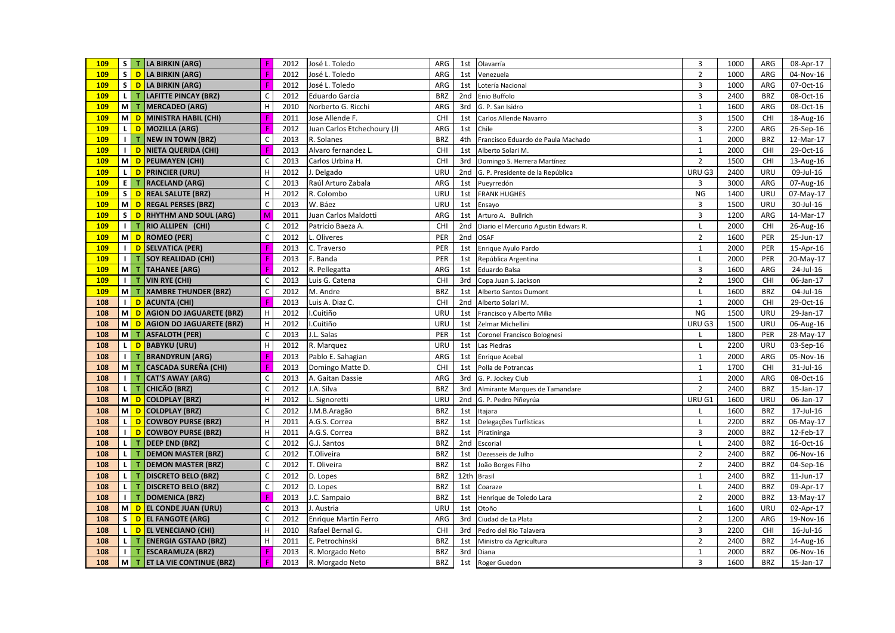| 109 | S | T | LA BIRKIN (ARG) | F | 2012 | José L. Toledo | ARG | 1st | Olavarría | 3 | 1000 | ARG | 08-Apr-17 |
|---|---|---|---|---|---|---|---|---|---|---|---|---|---|
| 109 | S | D | LA BIRKIN (ARG) | F | 2012 | José L. Toledo | ARG | 1st | Venezuela | 2 | 1000 | ARG | 04-Nov-16 |
| 109 | S | D | LA BIRKIN (ARG) | F | 2012 | José L. Toledo | ARG | 1st | Loteria Nacional | 3 | 1000 | ARG | 07-Oct-16 |
| 109 | L | T | LAFITTE PINCAY (BRZ) | C | 2012 | Eduardo Garcia | BRZ | 2nd | Enio Buffolo | 3 | 2400 | BRZ | 08-Oct-16 |
| 109 | M | T | MERCADEO (ARG) | H | 2010 | Norberto G. Ricchi | ARG | 3rd | G. P. San Isidro | 1 | 1600 | ARG | 08-Oct-16 |
| 109 | M | D | MINISTRA HABIL (CHI) | F | 2011 | Jose Allende F. | CHI | 1st | Carlos Allende Navarro | 3 | 1500 | CHI | 18-Aug-16 |
| 109 | L | D | MOZILLA (ARG) | F | 2012 | Juan Carlos Etchechoury (J) | ARG | 1st | Chile | 3 | 2200 | ARG | 26-Sep-16 |
| 109 | I | T | NEW IN TOWN (BRZ) | C | 2013 | R. Solanes | BRZ | 4th | Francisco Eduardo de Paula Machado | 1 | 2000 | BRZ | 12-Mar-17 |
| 109 | I | D | NIETA QUERIDA (CHI) | F | 2013 | Alvaro fernandez L. | CHI | 1st | Alberto Solari M. | 1 | 2000 | CHI | 29-Oct-16 |
| 109 | M | D | PEUMAYEN (CHI) | C | 2013 | Carlos Urbina H. | CHI | 3rd | Domingo S. Herrera Martínez | 2 | 1500 | CHI | 13-Aug-16 |
| 109 | L | D | PRINCIER (URU) | H | 2012 | J. Delgado | URU | 2nd | G. P. Presidente de la República | URU G3 | 2400 | URU | 09-Jul-16 |
| 109 | E | T | RACELAND (ARG) | C | 2013 | Raúl Arturo Zabala | ARG | 1st | Pueyrredón | 3 | 3000 | ARG | 07-Aug-16 |
| 109 | S | D | REAL SALUTE (BRZ) | H | 2012 | R. Colombo | URU | 1st | FRANK HUGHES | NG | 1400 | URU | 07-May-17 |
| 109 | M | D | REGAL PERSES (BRZ) | C | 2013 | W. Báez | URU | 1st | Ensayo | 3 | 1500 | URU | 30-Jul-16 |
| 109 | S | D | RHYTHM AND SOUL (ARG) | M | 2011 | Juan Carlos Maldotti | ARG | 1st | Arturo A. Bullrich | 3 | 1200 | ARG | 14-Mar-17 |
| 109 | I | T | RIO ALLIPEN (CHI) | C | 2012 | Patricio Baeza A. | CHI | 2nd | Diario el Mercurio Agustin Edwars R. | L | 2000 | CHI | 26-Aug-16 |
| 109 | M | D | ROMEO (PER) | C | 2012 | L. Oliveres | PER | 2nd | OSAF | 2 | 1600 | PER | 25-Jun-17 |
| 109 | I | D | SELVATICA (PER) | F | 2013 | C. Traverso | PER | 1st | Enrique Ayulo Pardo | 1 | 2000 | PER | 15-Apr-16 |
| 109 | I | T | SOY REALIDAD (CHI) | F | 2013 | F. Banda | PER | 1st | República Argentina | L | 2000 | PER | 20-May-17 |
| 109 | M | T | TAHANEE (ARG) | F | 2012 | R. Pellegatta | ARG | 1st | Eduardo Balsa | 3 | 1600 | ARG | 24-Jul-16 |
| 109 | I | T | VIN RYE (CHI) | C | 2013 | Luis G. Catena | CHI | 3rd | Copa Juan S. Jackson | 2 | 1900 | CHI | 06-Jan-17 |
| 109 | M | T | XAMBRE THUNDER (BRZ) | C | 2012 | M. Andre | BRZ | 1st | Alberto Santos Dumont | L | 1600 | BRZ | 04-Jul-16 |
| 108 | I | D | ACUNTA (CHI) | F | 2013 | Luis A. Diaz C. | CHI | 2nd | Alberto Solari M. | 1 | 2000 | CHI | 29-Oct-16 |
| 108 | M | D | AGION DO JAGUARETE (BRZ) | H | 2012 | I.Cuitiño | URU | 1st | Francisco y Alberto Milia | NG | 1500 | URU | 29-Jan-17 |
| 108 | M | D | AGION DO JAGUARETE (BRZ) | H | 2012 | I.Cuitiño | URU | 1st | Zelmar Michellini | URU G3 | 1500 | URU | 06-Aug-16 |
| 108 | M | T | ASFALOTH (PER) | C | 2013 | J.L. Salas | PER | 1st | Coronel Francisco Bolognesi | L | 1800 | PER | 28-May-17 |
| 108 | L | D | BABYKU (URU) | H | 2012 | R. Marquez | URU | 1st | Las Piedras | L | 2200 | URU | 03-Sep-16 |
| 108 | I | T | BRANDYRUN (ARG) | F | 2013 | Pablo E. Sahagian | ARG | 1st | Enrique Acebal | 1 | 2000 | ARG | 05-Nov-16 |
| 108 | M | T | CASCADA SUREÑA (CHI) | F | 2013 | Domingo Matte D. | CHI | 1st | Polla de Potrancas | 1 | 1700 | CHI | 31-Jul-16 |
| 108 | I | T | CAT'S AWAY (ARG) | C | 2013 | A. Gaitan Dassie | ARG | 3rd | G. P. Jockey Club | 1 | 2000 | ARG | 08-Oct-16 |
| 108 | L | T | CHICÃO (BRZ) | C | 2012 | J.A. Silva | BRZ | 3rd | Almirante Marques de Tamandare | 2 | 2400 | BRZ | 15-Jan-17 |
| 108 | M | D | COLDPLAY (BRZ) | H | 2012 | L. Signoretti | URU | 2nd | G. P. Pedro Piñeyrúa | URU G1 | 1600 | URU | 06-Jan-17 |
| 108 | M | D | COLDPLAY (BRZ) | C | 2012 | J.M.B.Aragão | BRZ | 1st | Itajara | L | 1600 | BRZ | 17-Jul-16 |
| 108 | L | D | COWBOY PURSE (BRZ) | H | 2011 | A.G.S. Correa | BRZ | 1st | Delegações Turfísticas | L | 2200 | BRZ | 06-May-17 |
| 108 | I | D | COWBOY PURSE (BRZ) | H | 2011 | A.G.S. Correa | BRZ | 1st | Piratininga | 3 | 2000 | BRZ | 12-Feb-17 |
| 108 | L | T | DEEP END (BRZ) | C | 2012 | G.J. Santos | BRZ | 2nd | Escorial | L | 2400 | BRZ | 16-Oct-16 |
| 108 | L | T | DEMON MASTER (BRZ) | C | 2012 | T.Oliveira | BRZ | 1st | Dezesseis de Julho | 2 | 2400 | BRZ | 06-Nov-16 |
| 108 | L | T | DEMON MASTER (BRZ) | C | 2012 | T. Oliveira | BRZ | 1st | João Borges Filho | 2 | 2400 | BRZ | 04-Sep-16 |
| 108 | L | T | DISCRETO BELO (BRZ) | C | 2012 | D. Lopes | BRZ | 12th | Brasil | 1 | 2400 | BRZ | 11-Jun-17 |
| 108 | L | T | DISCRETO BELO (BRZ) | C | 2012 | D. Lopes | BRZ | 1st | Coaraze | L | 2400 | BRZ | 09-Apr-17 |
| 108 | I | T | DOMENICA (BRZ) | F | 2013 | J.C. Sampaio | BRZ | 1st | Henrique de Toledo Lara | 2 | 2000 | BRZ | 13-May-17 |
| 108 | M | D | EL CONDE JUAN (URU) | C | 2013 | J. Austria | URU | 1st | Otoño | L | 1600 | URU | 02-Apr-17 |
| 108 | S | D | EL FANGOTE (ARG) | C | 2012 | Enrique Martin Ferro | ARG | 3rd | Ciudad de La Plata | 2 | 1200 | ARG | 19-Nov-16 |
| 108 | L | D | EL VENECIANO (CHI) | H | 2010 | Rafael Bernal G. | CHI | 3rd | Pedro del Rio Talavera | 3 | 2200 | CHI | 16-Jul-16 |
| 108 | L | T | ENERGIA GSTAAD (BRZ) | H | 2011 | E. Petrochinski | BRZ | 1st | Ministro da Agricultura | 2 | 2400 | BRZ | 14-Aug-16 |
| 108 | I | T | ESCARAMUZA (BRZ) | F | 2013 | R. Morgado Neto | BRZ | 3rd | Diana | 1 | 2000 | BRZ | 06-Nov-16 |
| 108 | M | T | ET LA VIE CONTINUE (BRZ) | F | 2013 | R. Morgado Neto | BRZ | 1st | Roger Guedon | 3 | 1600 | BRZ | 15-Jan-17 |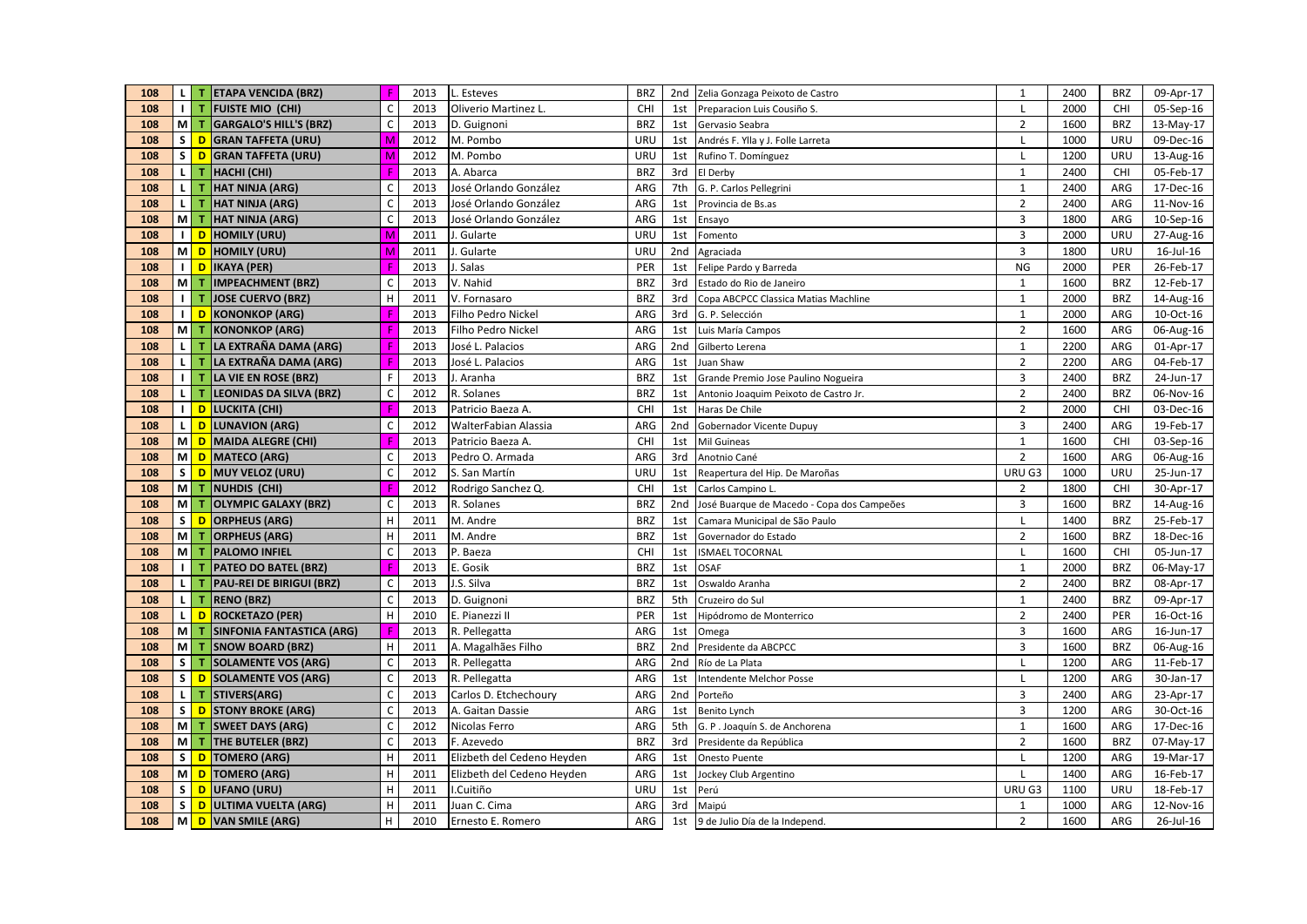| 108 | L | T | ETAPA VENCIDA (BRZ) | F | 2013 | L. Esteves | BRZ | 2nd | Zelia Gonzaga Peixoto de Castro | 1 | 2400 | BRZ | 09-Apr-17 |
|---|---|---|---|---|---|---|---|---|---|---|---|---|---|
| 108 | I | T | FUISTE MIO (CHI) | C | 2013 | Oliverio Martinez L. | CHI | 1st | Preparacion Luis Cousiño S. | L | 2000 | CHI | 05-Sep-16 |
| 108 | M | T | GARGALO'S HILL'S (BRZ) | C | 2013 | D. Guignoni | BRZ | 1st | Gervasio Seabra | 2 | 1600 | BRZ | 13-May-17 |
| 108 | S | D | GRAN TAFFETA (URU) | M | 2012 | M. Pombo | URU | 1st | Andrés F. Ylla y J. Folle Larreta | L | 1000 | URU | 09-Dec-16 |
| 108 | S | D | GRAN TAFFETA (URU) | M | 2012 | M. Pombo | URU | 1st | Rufino T. Domínguez | L | 1200 | URU | 13-Aug-16 |
| 108 | L | T | HACHI (CHI) | F | 2013 | A. Abarca | BRZ | 3rd | El Derby | 1 | 2400 | CHI | 05-Feb-17 |
| 108 | L | T | HAT NINJA (ARG) | C | 2013 | José Orlando González | ARG | 7th | G. P. Carlos Pellegrini | 1 | 2400 | ARG | 17-Dec-16 |
| 108 | L | T | HAT NINJA (ARG) | C | 2013 | José Orlando González | ARG | 1st | Provincia de Bs.as | 2 | 2400 | ARG | 11-Nov-16 |
| 108 | M | T | HAT NINJA (ARG) | C | 2013 | José Orlando González | ARG | 1st | Ensayo | 3 | 1800 | ARG | 10-Sep-16 |
| 108 | I | D | HOMILY (URU) | M | 2011 | J. Gularte | URU | 1st | Fomento | 3 | 2000 | URU | 27-Aug-16 |
| 108 | M | D | HOMILY (URU) | M | 2011 | J. Gularte | URU | 2nd | Agraciada | 3 | 1800 | URU | 16-Jul-16 |
| 108 | I | D | IKAYA (PER) | F | 2013 | J. Salas | PER | 1st | Felipe Pardo y Barreda | NG | 2000 | PER | 26-Feb-17 |
| 108 | M | T | IMPEACHMENT (BRZ) | C | 2013 | V. Nahid | BRZ | 3rd | Estado do Rio de Janeiro | 1 | 1600 | BRZ | 12-Feb-17 |
| 108 | I | T | JOSE CUERVO (BRZ) | H | 2011 | V. Fornasaro | BRZ | 3rd | Copa ABCPCC Classica Matias Machline | 1 | 2000 | BRZ | 14-Aug-16 |
| 108 | I | D | KONONKOP (ARG) | F | 2013 | Filho Pedro Nickel | ARG | 3rd | G. P. Selección | 1 | 2000 | ARG | 10-Oct-16 |
| 108 | M | T | KONONKOP (ARG) | F | 2013 | Filho Pedro Nickel | ARG | 1st | Luis María Campos | 2 | 1600 | ARG | 06-Aug-16 |
| 108 | L | T | LA EXTRAÑA DAMA (ARG) | F | 2013 | José L. Palacios | ARG | 2nd | Gilberto Lerena | 1 | 2200 | ARG | 01-Apr-17 |
| 108 | L | T | LA EXTRAÑA DAMA (ARG) | F | 2013 | José L. Palacios | ARG | 1st | Juan Shaw | 2 | 2200 | ARG | 04-Feb-17 |
| 108 | I | T | LA VIE EN ROSE (BRZ) | F | 2013 | J. Aranha | BRZ | 1st | Grande Premio Jose Paulino Nogueira | 3 | 2400 | BRZ | 24-Jun-17 |
| 108 | L | T | LEONIDAS DA SILVA (BRZ) | C | 2012 | R. Solanes | BRZ | 1st | Antonio Joaquim Peixoto de Castro Jr. | 2 | 2400 | BRZ | 06-Nov-16 |
| 108 | I | D | LUCKITA (CHI) | F | 2013 | Patricio Baeza A. | CHI | 1st | Haras De Chile | 2 | 2000 | CHI | 03-Dec-16 |
| 108 | L | D | LUNAVION (ARG) | C | 2012 | WalterFabian Alassia | ARG | 2nd | Gobernador Vicente Dupuy | 3 | 2400 | ARG | 19-Feb-17 |
| 108 | M | D | MAIDA ALEGRE (CHI) | F | 2013 | Patricio Baeza A. | CHI | 1st | Mil Guineas | 1 | 1600 | CHI | 03-Sep-16 |
| 108 | M | D | MATECO (ARG) | C | 2013 | Pedro O. Armada | ARG | 3rd | Anotnio Cané | 2 | 1600 | ARG | 06-Aug-16 |
| 108 | S | D | MUY VELOZ (URU) | C | 2012 | S. San Martín | URU | 1st | Reapertura del Hip. De Maroñas | URU G3 | 1000 | URU | 25-Jun-17 |
| 108 | M | T | NUHDIS (CHI) | F | 2012 | Rodrigo Sanchez Q. | CHI | 1st | Carlos Campino L. | 2 | 1800 | CHI | 30-Apr-17 |
| 108 | M | T | OLYMPIC GALAXY (BRZ) | C | 2013 | R. Solanes | BRZ | 2nd | José Buarque de Macedo - Copa dos Campeões | 3 | 1600 | BRZ | 14-Aug-16 |
| 108 | S | D | ORPHEUS (ARG) | H | 2011 | M. Andre | BRZ | 1st | Camara Municipal de São Paulo | L | 1400 | BRZ | 25-Feb-17 |
| 108 | M | T | ORPHEUS (ARG) | H | 2011 | M. Andre | BRZ | 1st | Governador do Estado | 2 | 1600 | BRZ | 18-Dec-16 |
| 108 | M | T | PALOMO INFIEL | C | 2013 | P. Baeza | CHI | 1st | ISMAEL TOCORNAL | L | 1600 | CHI | 05-Jun-17 |
| 108 | I | T | PATEO DO BATEL (BRZ) | F | 2013 | E. Gosik | BRZ | 1st | OSAF | 1 | 2000 | BRZ | 06-May-17 |
| 108 | L | T | PAU-REI DE BIRIGUI (BRZ) | C | 2013 | J.S. Silva | BRZ | 1st | Oswaldo Aranha | 2 | 2400 | BRZ | 08-Apr-17 |
| 108 | L | T | RENO (BRZ) | C | 2013 | D. Guignoni | BRZ | 5th | Cruzeiro do Sul | 1 | 2400 | BRZ | 09-Apr-17 |
| 108 | L | D | ROCKETAZO (PER) | H | 2010 | E. Pianezzi II | PER | 1st | Hipódromo de Monterrico | 2 | 2400 | PER | 16-Oct-16 |
| 108 | M | T | SINFONIA FANTASTICA (ARG) | F | 2013 | R. Pellegatta | ARG | 1st | Omega | 3 | 1600 | ARG | 16-Jun-17 |
| 108 | M | T | SNOW BOARD (BRZ) | H | 2011 | A. Magalhães Filho | BRZ | 2nd | Presidente da ABCPCC | 3 | 1600 | BRZ | 06-Aug-16 |
| 108 | S | T | SOLAMENTE VOS (ARG) | C | 2013 | R. Pellegatta | ARG | 2nd | Río de La Plata | L | 1200 | ARG | 11-Feb-17 |
| 108 | S | D | SOLAMENTE VOS (ARG) | C | 2013 | R. Pellegatta | ARG | 1st | Intendente Melchor Posse | L | 1200 | ARG | 30-Jan-17 |
| 108 | L | T | STIVERS(ARG) | C | 2013 | Carlos D. Etchechoury | ARG | 2nd | Porteño | 3 | 2400 | ARG | 23-Apr-17 |
| 108 | S | D | STONY BROKE (ARG) | C | 2013 | A. Gaitan Dassie | ARG | 1st | Benito Lynch | 3 | 1200 | ARG | 30-Oct-16 |
| 108 | M | T | SWEET DAYS (ARG) | C | 2012 | Nicolas Ferro | ARG | 5th | G. P . Joaquín S. de Anchorena | 1 | 1600 | ARG | 17-Dec-16 |
| 108 | M | T | THE BUTELER (BRZ) | C | 2013 | F. Azevedo | BRZ | 3rd | Presidente da República | 2 | 1600 | BRZ | 07-May-17 |
| 108 | S | D | TOMERO (ARG) | H | 2011 | Elizbeth del Cedeno Heyden | ARG | 1st | Onesto Puente | L | 1200 | ARG | 19-Mar-17 |
| 108 | M | D | TOMERO (ARG) | H | 2011 | Elizbeth del Cedeno Heyden | ARG | 1st | Jockey Club Argentino | L | 1400 | ARG | 16-Feb-17 |
| 108 | S | D | UFANO (URU) | H | 2011 | I.Cuitiño | URU | 1st | Perú | URU G3 | 1100 | URU | 18-Feb-17 |
| 108 | S | D | ULTIMA VUELTA (ARG) | H | 2011 | Juan C. Cima | ARG | 3rd | Maipú | 1 | 1000 | ARG | 12-Nov-16 |
| 108 | M | D | VAN SMILE (ARG) | H | 2010 | Ernesto E. Romero | ARG | 1st | 9 de Julio Día de la Independ. | 2 | 1600 | ARG | 26-Jul-16 |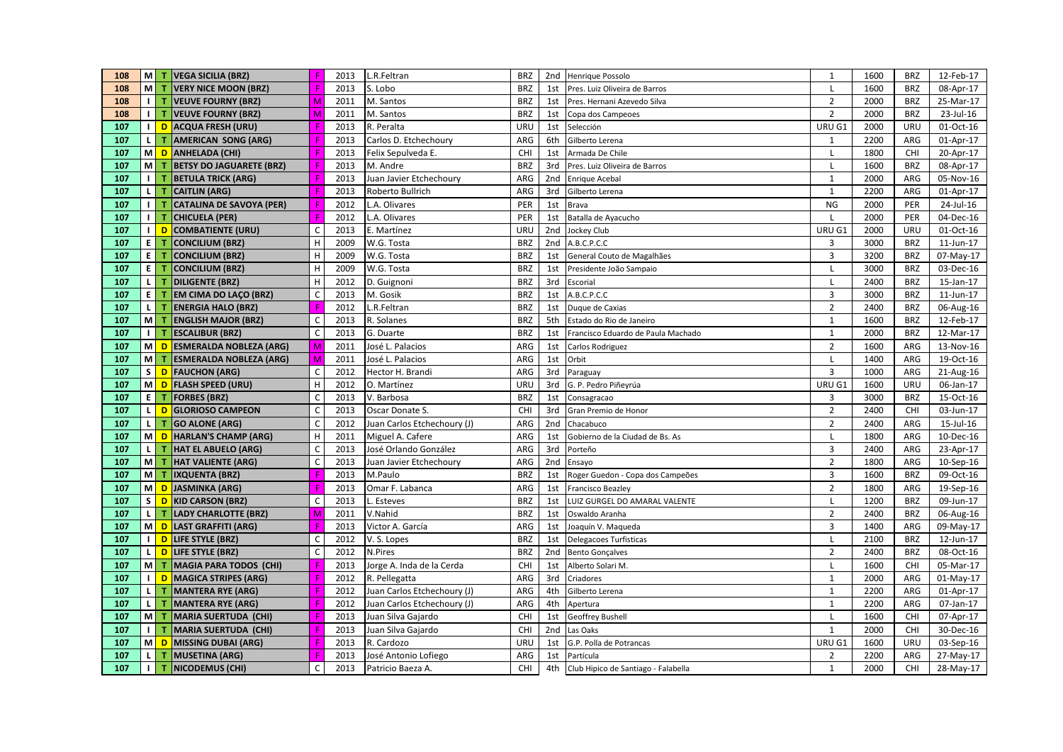| 108 | M | T | VEGA SICILIA (BRZ) | F | 2013 | L.R.Feltran | BRZ | 2nd | Henrique Possolo | 1 | 1600 | BRZ | 12-Feb-17 |
|---|---|---|---|---|---|---|---|---|---|---|---|---|---|
| 108 | M | T | VERY NICE MOON (BRZ) | F | 2013 | S. Lobo | BRZ | 1st | Pres. Luiz Oliveira de Barros | L | 1600 | BRZ | 08-Apr-17 |
| 108 | I | T | VEUVE FOURNY (BRZ) | M | 2011 | M. Santos | BRZ | 1st | Pres. Hernani Azevedo Silva | 2 | 2000 | BRZ | 25-Mar-17 |
| 108 | I | T | VEUVE FOURNY (BRZ) | M | 2011 | M. Santos | BRZ | 1st | Copa dos Campeoes | 2 | 2000 | BRZ | 23-Jul-16 |
| 107 | I | D | ACQUA FRESH (URU) | F | 2013 | R. Peralta | URU | 1st | Selección | URU G1 | 2000 | URU | 01-Oct-16 |
| 107 | L | T | AMERICAN SONG (ARG) | F | 2013 | Carlos D. Etchechoury | ARG | 6th | Gilberto Lerena | 1 | 2200 | ARG | 01-Apr-17 |
| 107 | M | D | ANHELADA (CHI) | F | 2013 | Felix Sepulveda E. | CHI | 1st | Armada De Chile | L | 1800 | CHI | 20-Apr-17 |
| 107 | M | T | BETSY DO JAGUARETE (BRZ) | F | 2013 | M. Andre | BRZ | 3rd | Pres. Luiz Oliveira de Barros | L | 1600 | BRZ | 08-Apr-17 |
| 107 | I | T | BETULA TRICK (ARG) | F | 2013 | Juan Javier Etchechoury | ARG | 2nd | Enrique Acebal | 1 | 2000 | ARG | 05-Nov-16 |
| 107 | L | T | CAITLIN (ARG) | F | 2013 | Roberto Bullrich | ARG | 3rd | Gilberto Lerena | 1 | 2200 | ARG | 01-Apr-17 |
| 107 | I | T | CATALINA DE SAVOYA (PER) | F | 2012 | L.A. Olivares | PER | 1st | Brava | NG | 2000 | PER | 24-Jul-16 |
| 107 | I | T | CHICUELA (PER) | F | 2012 | L.A. Olivares | PER | 1st | Batalla de Ayacucho | L | 2000 | PER | 04-Dec-16 |
| 107 | I | D | COMBATIENTE (URU) | C | 2013 | E. Martínez | URU | 2nd | Jockey Club | URU G1 | 2000 | URU | 01-Oct-16 |
| 107 | E | T | CONCILIUM (BRZ) | H | 2009 | W.G. Tosta | BRZ | 2nd | A.B.C.P.C.C | 3 | 3000 | BRZ | 11-Jun-17 |
| 107 | E | T | CONCILIUM (BRZ) | H | 2009 | W.G. Tosta | BRZ | 1st | General Couto de Magalhães | 3 | 3200 | BRZ | 07-May-17 |
| 107 | E | T | CONCILIUM (BRZ) | H | 2009 | W.G. Tosta | BRZ | 1st | Presidente João Sampaio | L | 3000 | BRZ | 03-Dec-16 |
| 107 | L | T | DILIGENTE (BRZ) | H | 2012 | D. Guignoni | BRZ | 3rd | Escorial | L | 2400 | BRZ | 15-Jan-17 |
| 107 | E | T | EM CIMA DO LAÇO (BRZ) | C | 2013 | M. Gosik | BRZ | 1st | A.B.C.P.C.C | 3 | 3000 | BRZ | 11-Jun-17 |
| 107 | L | T | ENERGIA HALO (BRZ) | F | 2012 | L.R.Feltran | BRZ | 1st | Duque de Caxias | 2 | 2400 | BRZ | 06-Aug-16 |
| 107 | M | T | ENGLISH MAJOR (BRZ) | C | 2013 | R. Solanes | BRZ | 5th | Estado do Rio de Janeiro | 1 | 1600 | BRZ | 12-Feb-17 |
| 107 | I | T | ESCALIBUR (BRZ) | C | 2013 | G. Duarte | BRZ | 1st | Francisco Eduardo de Paula Machado | 1 | 2000 | BRZ | 12-Mar-17 |
| 107 | M | D | ESMERALDA NOBLEZA (ARG) | M | 2011 | José L. Palacios | ARG | 1st | Carlos Rodriguez | 2 | 1600 | ARG | 13-Nov-16 |
| 107 | M | T | ESMERALDA NOBLEZA (ARG) | M | 2011 | José L. Palacios | ARG | 1st | Orbit | L | 1400 | ARG | 19-Oct-16 |
| 107 | S | D | FAUCHON (ARG) | C | 2012 | Hector H. Brandi | ARG | 3rd | Paraguay | 3 | 1000 | ARG | 21-Aug-16 |
| 107 | M | D | FLASH SPEED (URU) | H | 2012 | O. Martínez | URU | 3rd | G. P. Pedro Piñeyrúa | URU G1 | 1600 | URU | 06-Jan-17 |
| 107 | E | T | FORBES (BRZ) | C | 2013 | V. Barbosa | BRZ | 1st | Consagracao | 3 | 3000 | BRZ | 15-Oct-16 |
| 107 | L | D | GLORIOSO CAMPEON | C | 2013 | Oscar Donate S. | CHI | 3rd | Gran Premio de Honor | 2 | 2400 | CHI | 03-Jun-17 |
| 107 | L | T | GO ALONE (ARG) | C | 2012 | Juan Carlos Etchechoury (J) | ARG | 2nd | Chacabuco | 2 | 2400 | ARG | 15-Jul-16 |
| 107 | M | D | HARLAN'S CHAMP (ARG) | H | 2011 | Miguel A. Cafere | ARG | 1st | Gobierno de la Ciudad de Bs. As | L | 1800 | ARG | 10-Dec-16 |
| 107 | L | T | HAT EL ABUELO (ARG) | C | 2013 | José Orlando González | ARG | 3rd | Porteño | 3 | 2400 | ARG | 23-Apr-17 |
| 107 | M | T | HAT VALIENTE (ARG) | C | 2013 | Juan Javier Etchechoury | ARG | 2nd | Ensayo | 2 | 1800 | ARG | 10-Sep-16 |
| 107 | M | T | IXQUENTA (BRZ) | F | 2013 | M.Paulo | BRZ | 1st | Roger Guedon - Copa dos Campeões | 3 | 1600 | BRZ | 09-Oct-16 |
| 107 | M | D | JASMINKA (ARG) | F | 2013 | Omar F. Labanca | ARG | 1st | Francisco Beazley | 2 | 1800 | ARG | 19-Sep-16 |
| 107 | S | D | KID CARSON (BRZ) | C | 2013 | L. Esteves | BRZ | 1st | LUIZ GURGEL DO AMARAL VALENTE | L | 1200 | BRZ | 09-Jun-17 |
| 107 | L | T | LADY CHARLOTTE (BRZ) | M | 2011 | V.Nahid | BRZ | 1st | Oswaldo Aranha | 2 | 2400 | BRZ | 06-Aug-16 |
| 107 | M | D | LAST GRAFFITI (ARG) | F | 2013 | Victor A. García | ARG | 1st | Joaquín V. Maqueda | 3 | 1400 | ARG | 09-May-17 |
| 107 | I | D | LIFE STYLE (BRZ) | C | 2012 | V. S. Lopes | BRZ | 1st | Delegacoes Turfisticas | L | 2100 | BRZ | 12-Jun-17 |
| 107 | L | D | LIFE STYLE (BRZ) | C | 2012 | N.Pires | BRZ | 2nd | Bento Gonçalves | 2 | 2400 | BRZ | 08-Oct-16 |
| 107 | M | T | MAGIA PARA TODOS (CHI) | F | 2013 | Jorge A. Inda de la Cerda | CHI | 1st | Alberto Solari M. | L | 1600 | CHI | 05-Mar-17 |
| 107 | I | D | MAGICA STRIPES (ARG) | F | 2012 | R. Pellegatta | ARG | 3rd | Criadores | 1 | 2000 | ARG | 01-May-17 |
| 107 | L | T | MANTERA RYE (ARG) | F | 2012 | Juan Carlos Etchechoury (J) | ARG | 4th | Gilberto Lerena | 1 | 2200 | ARG | 01-Apr-17 |
| 107 | L | T | MANTERA RYE (ARG) | F | 2012 | Juan Carlos Etchechoury (J) | ARG | 4th | Apertura | 1 | 2200 | ARG | 07-Jan-17 |
| 107 | M | T | MARIA SUERTUDA (CHI) | F | 2013 | Juan Silva Gajardo | CHI | 1st | Geoffrey Bushell | L | 1600 | CHI | 07-Apr-17 |
| 107 | I | T | MARIA SUERTUDA (CHI) | F | 2013 | Juan Silva Gajardo | CHI | 2nd | Las Oaks | 1 | 2000 | CHI | 30-Dec-16 |
| 107 | M | D | MISSING DUBAI (ARG) | F | 2013 | R. Cardozo | URU | 1st | G.P. Polla de Potrancas | URU G1 | 1600 | URU | 03-Sep-16 |
| 107 | L | T | MUSETINA (ARG) | F | 2013 | José Antonio Lofiego | ARG | 1st | Partícula | 2 | 2200 | ARG | 27-May-17 |
| 107 | I | T | NICODEMUS (CHI) | C | 2013 | Patricio Baeza A. | CHI | 4th | Club Hipico de Santiago - Falabella | 1 | 2000 | CHI | 28-May-17 |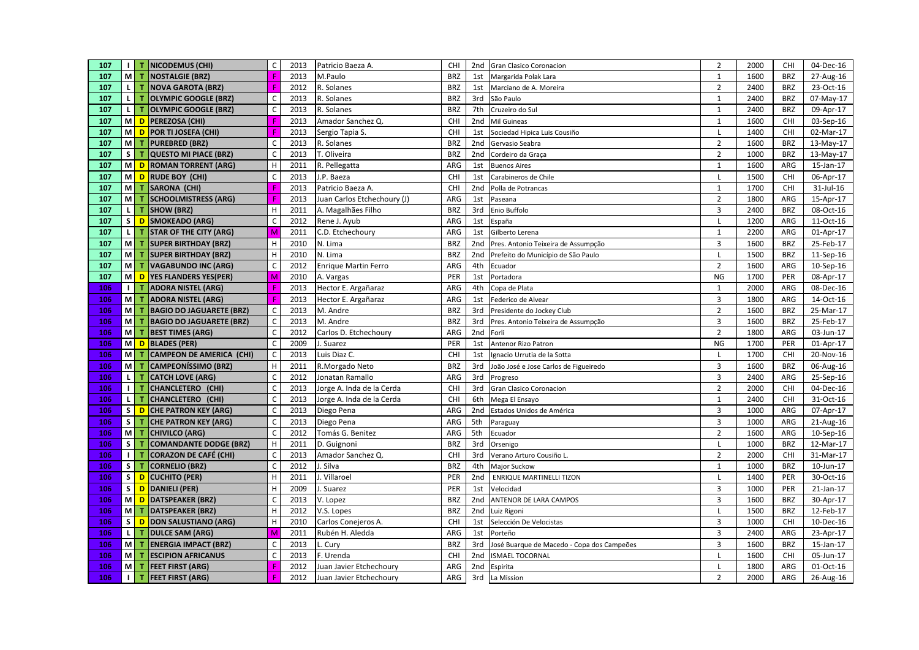| 107 | I | T | NICODEMUS (CHI) | C | 2013 | Patricio Baeza A. | CHI | 2nd | Gran Clasico Coronacion | 2 | 2000 | CHI | 04-Dec-16 |
|---|---|---|---|---|---|---|---|---|---|---|---|---|---|
| 107 | M | T | NOSTALGIE (BRZ) | F | 2013 | M.Paulo | BRZ | 1st | Margarida Polak Lara | 1 | 1600 | BRZ | 27-Aug-16 |
| 107 | L | T | NOVA GAROTA (BRZ) | F | 2012 | R. Solanes | BRZ | 1st | Marciano de A. Moreira | 2 | 2400 | BRZ | 23-Oct-16 |
| 107 | L | T | OLYMPIC GOOGLE (BRZ) | C | 2013 | R. Solanes | BRZ | 3rd | São Paulo | 1 | 2400 | BRZ | 07-May-17 |
| 107 | L | T | OLYMPIC GOOGLE (BRZ) | C | 2013 | R. Solanes | BRZ | 7th | Cruzeiro do Sul | 1 | 2400 | BRZ | 09-Apr-17 |
| 107 | M | D | PEREZOSA (CHI) | F | 2013 | Amador Sanchez Q. | CHI | 2nd | Mil Guineas | 1 | 1600 | CHI | 03-Sep-16 |
| 107 | M | D | POR TI JOSEFA (CHI) | F | 2013 | Sergio Tapia S. | CHI | 1st | Sociedad Hipica Luis Cousiño | L | 1400 | CHI | 02-Mar-17 |
| 107 | M | T | PUREBRED (BRZ) | C | 2013 | R. Solanes | BRZ | 2nd | Gervasio Seabra | 2 | 1600 | BRZ | 13-May-17 |
| 107 | S | T | QUESTO MI PIACE (BRZ) | C | 2013 | T. Oliveira | BRZ | 2nd | Cordeiro da Graça | 2 | 1000 | BRZ | 13-May-17 |
| 107 | M | D | ROMAN TORRENT (ARG) | H | 2011 | R. Pellegatta | ARG | 1st | Buenos Aires | 1 | 1600 | ARG | 15-Jan-17 |
| 107 | M | D | RUDE BOY (CHI) | C | 2013 | J.P. Baeza | CHI | 1st | Carabineros de Chile | L | 1500 | CHI | 06-Apr-17 |
| 107 | M | T | SARONA (CHI) | F | 2013 | Patricio Baeza A. | CHI | 2nd | Polla de Potrancas | 1 | 1700 | CHI | 31-Jul-16 |
| 107 | M | T | SCHOOLMISTRESS (ARG) | F | 2013 | Juan Carlos Etchechoury (J) | ARG | 1st | Paseana | 2 | 1800 | ARG | 15-Apr-17 |
| 107 | L | T | SHOW (BRZ) | H | 2011 | A. Magalhães Filho | BRZ | 3rd | Enio Buffolo | 3 | 2400 | BRZ | 08-Oct-16 |
| 107 | S | D | SMOKEADO (ARG) | C | 2012 | Rene J. Ayub | ARG | 1st | España | L | 1200 | ARG | 11-Oct-16 |
| 107 | L | T | STAR OF THE CITY (ARG) | M | 2011 | C.D. Etchechoury | ARG | 1st | Gilberto Lerena | 1 | 2200 | ARG | 01-Apr-17 |
| 107 | M | T | SUPER BIRTHDAY (BRZ) | H | 2010 | N. Lima | BRZ | 2nd | Pres. Antonio Teixeira de Assumpção | 3 | 1600 | BRZ | 25-Feb-17 |
| 107 | M | T | SUPER BIRTHDAY (BRZ) | H | 2010 | N. Lima | BRZ | 2nd | Prefeito do Município de São Paulo | L | 1500 | BRZ | 11-Sep-16 |
| 107 | M | T | VAGABUNDO INC (ARG) | C | 2012 | Enrique Martin Ferro | ARG | 4th | Ecuador | 2 | 1600 | ARG | 10-Sep-16 |
| 107 | M | D | YES FLANDERS YES(PER) | M | 2010 | A. Vargas | PER | 1st | Portadora | NG | 1700 | PER | 08-Apr-17 |
| 106 | I | T | ADORA NISTEL (ARG) | F | 2013 | Hector E. Argañaraz | ARG | 4th | Copa de Plata | 1 | 2000 | ARG | 08-Dec-16 |
| 106 | M | T | ADORA NISTEL (ARG) | F | 2013 | Hector E. Argañaraz | ARG | 1st | Federico de Alvear | 3 | 1800 | ARG | 14-Oct-16 |
| 106 | M | T | BAGIO DO JAGUARETE (BRZ) | C | 2013 | M. Andre | BRZ | 3rd | Presidente do Jockey Club | 2 | 1600 | BRZ | 25-Mar-17 |
| 106 | M | T | BAGIO DO JAGUARETE (BRZ) | C | 2013 | M. Andre | BRZ | 3rd | Pres. Antonio Teixeira de Assumpção | 3 | 1600 | BRZ | 25-Feb-17 |
| 106 | M | T | BEST TIMES (ARG) | C | 2012 | Carlos D. Etchechoury | ARG | 2nd | Forli | 2 | 1800 | ARG | 03-Jun-17 |
| 106 | M | D | BLADES (PER) | C | 2009 | J. Suarez | PER | 1st | Antenor Rizo Patron | NG | 1700 | PER | 01-Apr-17 |
| 106 | M | T | CAMPEON DE AMERICA (CHI) | C | 2013 | Luis Diaz C. | CHI | 1st | Ignacio Urrutia de la Sotta | L | 1700 | CHI | 20-Nov-16 |
| 106 | M | T | CAMPEONÍSSIMO (BRZ) | H | 2011 | R.Morgado Neto | BRZ | 3rd | João José e Jose Carlos de Figueiredo | 3 | 1600 | BRZ | 06-Aug-16 |
| 106 | L | T | CATCH LOVE (ARG) | C | 2012 | Jonatan Ramallo | ARG | 3rd | Progreso | 3 | 2400 | ARG | 25-Sep-16 |
| 106 | I | T | CHANCLETERO (CHI) | C | 2013 | Jorge A. Inda de la Cerda | CHI | 3rd | Gran Clasico Coronacion | 2 | 2000 | CHI | 04-Dec-16 |
| 106 | L | T | CHANCLETERO (CHI) | C | 2013 | Jorge A. Inda de la Cerda | CHI | 6th | Mega El Ensayo | 1 | 2400 | CHI | 31-Oct-16 |
| 106 | S | D | CHE PATRON KEY (ARG) | C | 2013 | Diego Pena | ARG | 2nd | Estados Unidos de América | 3 | 1000 | ARG | 07-Apr-17 |
| 106 | S | T | CHE PATRON KEY (ARG) | C | 2013 | Diego Pena | ARG | 5th | Paraguay | 3 | 1000 | ARG | 21-Aug-16 |
| 106 | M | T | CHIVILCO (ARG) | C | 2012 | Tomás G. Benitez | ARG | 5th | Ecuador | 2 | 1600 | ARG | 10-Sep-16 |
| 106 | S | T | COMANDANTE DODGE (BRZ) | H | 2011 | D. Guignoni | BRZ | 3rd | Orsenigo | L | 1000 | BRZ | 12-Mar-17 |
| 106 | I | T | CORAZON DE CAFÉ (CHI) | C | 2013 | Amador Sanchez Q. | CHI | 3rd | Verano Arturo Cousiño L. | 2 | 2000 | CHI | 31-Mar-17 |
| 106 | S | T | CORNELIO (BRZ) | C | 2012 | J. Silva | BRZ | 4th | Major Suckow | 1 | 1000 | BRZ | 10-Jun-17 |
| 106 | S | D | CUCHITO (PER) | H | 2011 | J. Villaroel | PER | 2nd | ENRIQUE MARTINELLI TIZON | L | 1400 | PER | 30-Oct-16 |
| 106 | S | D | DANIELI (PER) | H | 2009 | J. Suarez | PER | 1st | Velocidad | 3 | 1000 | PER | 21-Jan-17 |
| 106 | M | D | DATSPEAKER (BRZ) | C | 2013 | V. Lopez | BRZ | 2nd | ANTENOR DE LARA CAMPOS | 3 | 1600 | BRZ | 30-Apr-17 |
| 106 | M | T | DATSPEAKER (BRZ) | H | 2012 | V.S. Lopes | BRZ | 2nd | Luiz Rigoni | L | 1500 | BRZ | 12-Feb-17 |
| 106 | S | D | DON SALUSTIANO (ARG) | H | 2010 | Carlos Conejeros A. | CHI | 1st | Selección De Velocistas | 3 | 1000 | CHI | 10-Dec-16 |
| 106 | L | T | DULCE SAM (ARG) | M | 2011 | Rubén H. Aledda | ARG | 1st | Porteño | 3 | 2400 | ARG | 23-Apr-17 |
| 106 | M | T | ENERGIA IMPACT (BRZ) | C | 2013 | L. Cury | BRZ | 3rd | José Buarque de Macedo - Copa dos Campeões | 3 | 1600 | BRZ | 15-Jan-17 |
| 106 | M | T | ESCIPION AFRICANUS | C | 2013 | F. Urenda | CHI | 2nd | ISMAEL TOCORNAL | L | 1600 | CHI | 05-Jun-17 |
| 106 | M | T | FEET FIRST (ARG) | F | 2012 | Juan Javier Etchechoury | ARG | 2nd | Espirita | L | 1800 | ARG | 01-Oct-16 |
| 106 | I | T | FEET FIRST (ARG) | F | 2012 | Juan Javier Etchechoury | ARG | 3rd | La Mission | 2 | 2000 | ARG | 26-Aug-16 |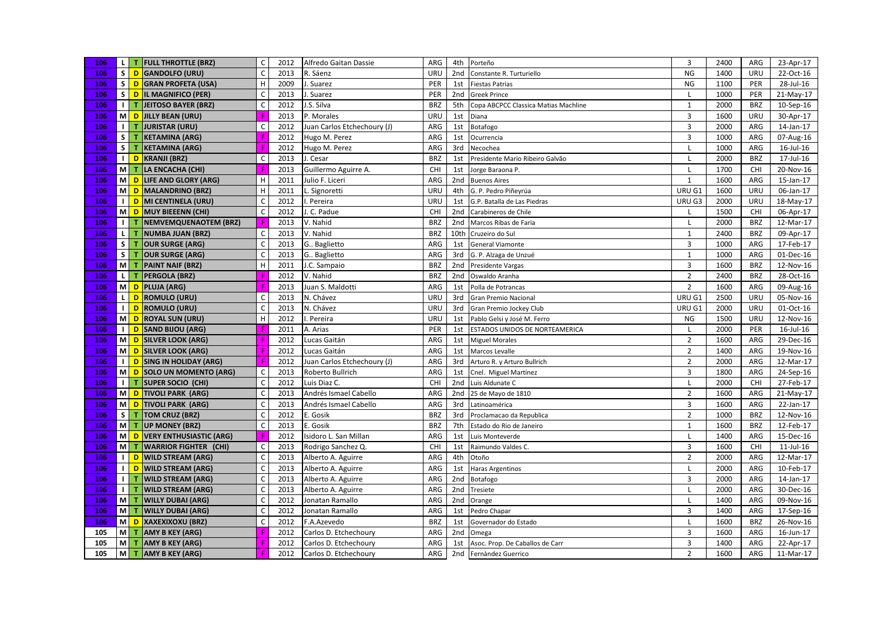| | | | | | | | | | | | | | | |
|---|---|---|---|---|---|---|---|---|---|---|---|---|---|---|
| 106 | L | T | FULL THROTTLE (BRZ) | C | 2012 | Alfredo Gaitan Dassie | ARG | 4th | Porteño | 3 | 2400 | ARG | 23-Apr-17 |
| 106 | S | D | GANDOLFO (URU) | C | 2013 | R. Sáenz | URU | 2nd | Constante R. Turturiello | NG | 1400 | URU | 22-Oct-16 |
| 106 | S | D | GRAN PROFETA (USA) | H | 2009 | J. Suarez | PER | 1st | Fiestas Patrias | NG | 1100 | PER | 28-Jul-16 |
| 106 | S | D | IL MAGNIFICO (PER) | C | 2013 | J. Suarez | PER | 2nd | Greek Prince | L | 1000 | PER | 21-May-17 |
| 106 | I | T | JEITOSO BAYER (BRZ) | C | 2012 | J.S. Silva | BRZ | 5th | Copa ABCPCC Classica Matias Machline | 1 | 2000 | BRZ | 10-Sep-16 |
| 106 | M | D | JILLY BEAN (URU) | F | 2013 | P. Morales | URU | 1st | Diana | 3 | 1600 | URU | 30-Apr-17 |
| 106 | I | T | JURISTAR (URU) | C | 2012 | Juan Carlos Etchechoury (J) | ARG | 1st | Botafogo | 3 | 2000 | ARG | 14-Jan-17 |
| 106 | S | T | KETAMINA (ARG) | F | 2012 | Hugo M. Perez | ARG | 1st | Ocurrencia | 3 | 1000 | ARG | 07-Aug-16 |
| 106 | S | T | KETAMINA (ARG) | F | 2012 | Hugo M. Perez | ARG | 3rd | Necochea | L | 1000 | ARG | 16-Jul-16 |
| 106 | I | D | KRANJI (BRZ) | C | 2013 | J. Cesar | BRZ | 1st | Presidente Mario Ribeiro Galvão | L | 2000 | BRZ | 17-Jul-16 |
| 106 | M | T | LA ENCACHA (CHI) | F | 2013 | Guillermo Aguirre A. | CHI | 1st | Jorge Baraona P. | L | 1700 | CHI | 20-Nov-16 |
| 106 | M | D | LIFE AND GLORY (ARG) | H | 2011 | Julio F. Liceri | ARG | 2nd | Buenos Aires | 1 | 1600 | ARG | 15-Jan-17 |
| 106 | M | D | MALANDRINO (BRZ) | H | 2011 | L. Signoretti | URU | 4th | G. P. Pedro Piñeyrúa | URU G1 | 1600 | URU | 06-Jan-17 |
| 106 | I | D | MI CENTINELA (URU) | C | 2012 | I. Pereira | URU | 1st | G.P. Batalla de Las Piedras | URU G3 | 2000 | URU | 18-May-17 |
| 106 | M | D | MUY BIEEENN (CHI) | C | 2012 | J. C. Padue | CHI | 2nd | Carabineros de Chile | L | 1500 | CHI | 06-Apr-17 |
| 106 | I | T | NEMVEMQUENAOTEM (BRZ) | F | 2013 | V. Nahid | BRZ | 2nd | Marcos Ribas de Faria | L | 2000 | BRZ | 12-Mar-17 |
| 106 | L | T | NUMBA JUAN (BRZ) | C | 2013 | V. Nahid | BRZ | 10th | Cruzeiro do Sul | 1 | 2400 | BRZ | 09-Apr-17 |
| 106 | S | T | OUR SURGE (ARG) | C | 2013 | G.. Baglietto | ARG | 1st | General Viamonte | 3 | 1000 | ARG | 17-Feb-17 |
| 106 | S | T | OUR SURGE (ARG) | C | 2013 | G.. Baglietto | ARG | 3rd | G. P. Alzaga de Unzué | 1 | 1000 | ARG | 01-Dec-16 |
| 106 | M | T | PAINT NAIF (BRZ) | H | 2011 | J.C. Sampaio | BRZ | 2nd | Presidente Vargas | 3 | 1600 | BRZ | 12-Nov-16 |
| 106 | L | T | PERGOLA (BRZ) | F | 2012 | V. Nahid | BRZ | 2nd | Oswaldo Aranha | 2 | 2400 | BRZ | 28-Oct-16 |
| 106 | M | D | PLUJA (ARG) | F | 2013 | Juan S. Maldotti | ARG | 1st | Polla de Potrancas | 2 | 1600 | ARG | 09-Aug-16 |
| 106 | L | D | ROMULO (URU) | C | 2013 | N. Chávez | URU | 3rd | Gran Premio Nacional | URU G1 | 2500 | URU | 05-Nov-16 |
| 106 | I | D | ROMULO (URU) | C | 2013 | N. Chávez | URU | 3rd | Gran Premio Jockey Club | URU G1 | 2000 | URU | 01-Oct-16 |
| 106 | M | D | ROYAL SUN (URU) | H | 2012 | I. Pereira | URU | 1st | Pablo Gelsi y José M. Ferro | NG | 1500 | URU | 12-Nov-16 |
| 106 | I | D | SAND BIJOU (ARG) | F | 2011 | A. Arias | PER | 1st | ESTADOS UNIDOS DE NORTEAMERICA | L | 2000 | PER | 16-Jul-16 |
| 106 | M | D | SILVER LOOK (ARG) | F | 2012 | Lucas Gaitán | ARG | 1st | Miguel Morales | 2 | 1600 | ARG | 29-Dec-16 |
| 106 | M | D | SILVER LOOK (ARG) | F | 2012 | Lucas Gaitán | ARG | 1st | Marcos Levalle | 2 | 1400 | ARG | 19-Nov-16 |
| 106 | I | D | SING IN HOLIDAY (ARG) | F | 2012 | Juan Carlos Etchechoury (J) | ARG | 3rd | Arturo R. y Arturo Bullrich | 2 | 2000 | ARG | 12-Mar-17 |
| 106 | M | D | SOLO UN MOMENTO (ARG) | C | 2013 | Roberto Bullrich | ARG | 1st | Cnel. Miguel Martinez | 3 | 1800 | ARG | 24-Sep-16 |
| 106 | I | T | SUPER SOCIO (CHI) | C | 2012 | Luis Diaz C. | CHI | 2nd | Luis Aldunate C | L | 2000 | CHI | 27-Feb-17 |
| 106 | M | D | TIVOLI PARK (ARG) | C | 2013 | Andrés Ismael Cabello | ARG | 2nd | 25 de Mayo de 1810 | 2 | 1600 | ARG | 21-May-17 |
| 106 | M | D | TIVOLI PARK (ARG) | C | 2013 | Andrés Ismael Cabello | ARG | 3rd | Latinoamérica | 3 | 1600 | ARG | 22-Jan-17 |
| 106 | S | T | TOM CRUZ (BRZ) | C | 2012 | E. Gosik | BRZ | 3rd | Proclamacao da Republica | 2 | 1000 | BRZ | 12-Nov-16 |
| 106 | M | T | UP MONEY (BRZ) | C | 2013 | E. Gosik | BRZ | 7th | Estado do Rio de Janeiro | 1 | 1600 | BRZ | 12-Feb-17 |
| 106 | M | D | VERY ENTHUSIASTIC (ARG) | F | 2012 | Isidoro L. San Millan | ARG | 1st | Luis Monteverde | L | 1400 | ARG | 15-Dec-16 |
| 106 | M | T | WARRIOR FIGHTER (CHI) | C | 2013 | Rodrigo Sanchez Q. | CHI | 1st | Raimundo Valdes C. | 3 | 1600 | CHI | 11-Jul-16 |
| 106 | I | D | WILD STREAM (ARG) | C | 2013 | Alberto A. Aguirre | ARG | 4th | Otoño | 2 | 2000 | ARG | 12-Mar-17 |
| 106 | I | D | WILD STREAM (ARG) | C | 2013 | Alberto A. Aguirre | ARG | 1st | Haras Argentinos | L | 2000 | ARG | 10-Feb-17 |
| 106 | I | T | WILD STREAM (ARG) | C | 2013 | Alberto A. Aguirre | ARG | 2nd | Botafogo | 3 | 2000 | ARG | 14-Jan-17 |
| 106 | I | T | WILD STREAM (ARG) | C | 2013 | Alberto A. Aguirre | ARG | 2nd | Tresiete | L | 2000 | ARG | 30-Dec-16 |
| 106 | M | T | WILLY DUBAI (ARG) | C | 2012 | Jonatan Ramallo | ARG | 2nd | Orange | L | 1400 | ARG | 09-Nov-16 |
| 106 | M | T | WILLY DUBAI (ARG) | C | 2012 | Jonatan Ramallo | ARG | 1st | Pedro Chapar | 3 | 1400 | ARG | 17-Sep-16 |
| 106 | M | D | XAXEXIXOXU (BRZ) | C | 2012 | F.A.Azevedo | BRZ | 1st | Governador do Estado | L | 1600 | BRZ | 26-Nov-16 |
| 105 | M | T | AMY B KEY (ARG) | F | 2012 | Carlos D. Etchechoury | ARG | 2nd | Omega | 3 | 1600 | ARG | 16-Jun-17 |
| 105 | M | T | AMY B KEY (ARG) | F | 2012 | Carlos D. Etchechoury | ARG | 1st | Asoc. Prop. De Caballos de Carr | 3 | 1400 | ARG | 22-Apr-17 |
| 105 | M | T | AMY B KEY (ARG) | F | 2012 | Carlos D. Etchechoury | ARG | 2nd | Fernàndez Guerrico | 2 | 1600 | ARG | 11-Mar-17 |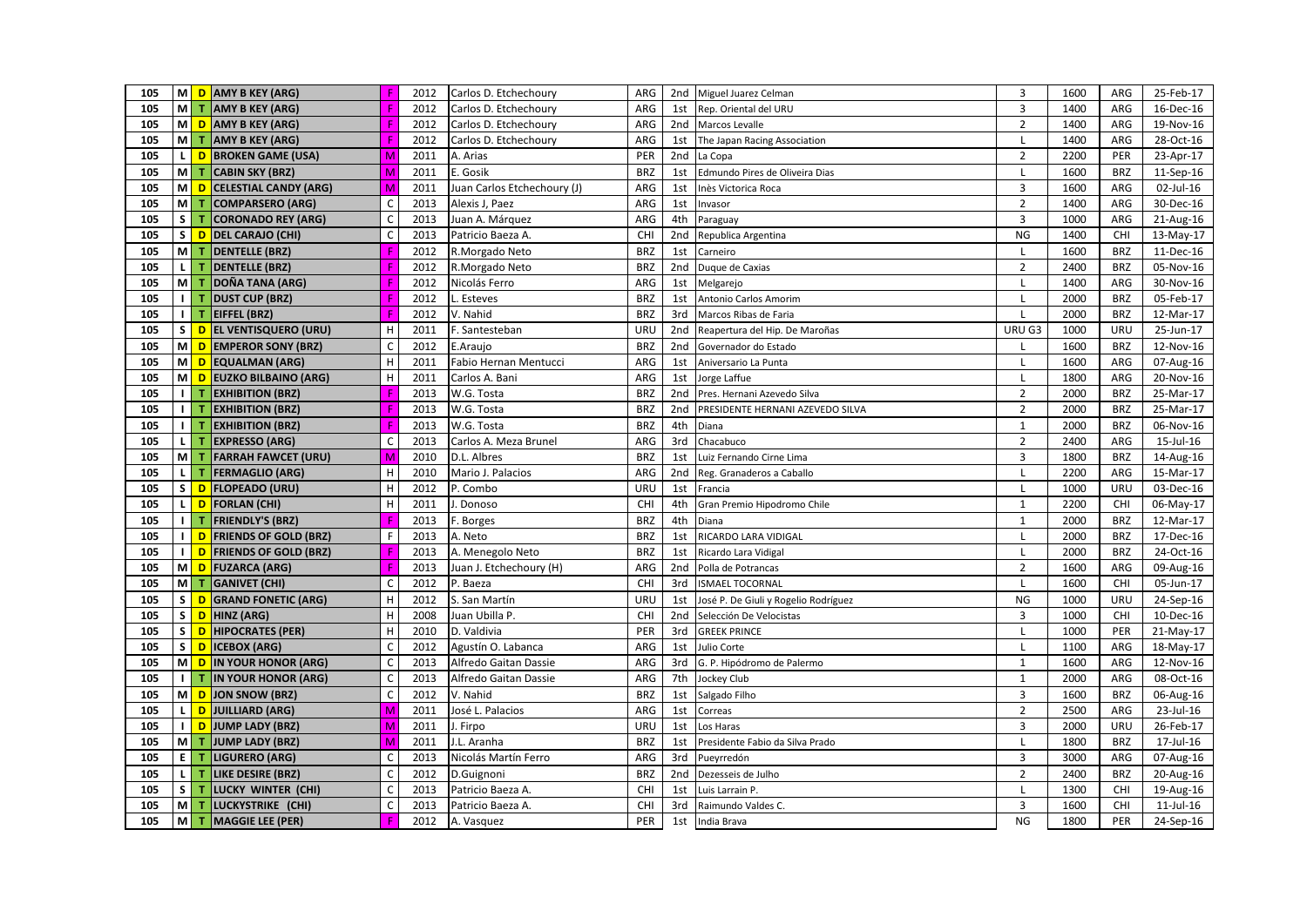| | | | | | | | | | | | | | | |
|---|---|---|---|---|---|---|---|---|---|---|---|---|---|---|
| 105 | M | D | AMY B KEY (ARG) | F | 2012 | Carlos D. Etchechoury | ARG | 2nd | Miguel Juarez Celman | 3 | 1600 | ARG | 25-Feb-17 |
| 105 | M | T | AMY B KEY (ARG) | F | 2012 | Carlos D. Etchechoury | ARG | 1st | Rep. Oriental del URU | 3 | 1400 | ARG | 16-Dec-16 |
| 105 | M | D | AMY B KEY (ARG) | F | 2012 | Carlos D. Etchechoury | ARG | 2nd | Marcos Levalle | 2 | 1400 | ARG | 19-Nov-16 |
| 105 | M | T | AMY B KEY (ARG) | F | 2012 | Carlos D. Etchechoury | ARG | 1st | The Japan Racing Association | L | 1400 | ARG | 28-Oct-16 |
| 105 | L | D | BROKEN GAME (USA) | M | 2011 | A. Arias | PER | 2nd | La Copa | 2 | 2200 | PER | 23-Apr-17 |
| 105 | M | T | CABIN SKY (BRZ) | M | 2011 | E. Gosik | BRZ | 1st | Edmundo Pires de Oliveira Dias | L | 1600 | BRZ | 11-Sep-16 |
| 105 | M | D | CELESTIAL CANDY (ARG) | M | 2011 | Juan Carlos Etchechoury (J) | ARG | 1st | Inès Victorica Roca | 3 | 1600 | ARG | 02-Jul-16 |
| 105 | M | T | COMPARSERO (ARG) | C | 2013 | Alexis J, Paez | ARG | 1st | Invasor | 2 | 1400 | ARG | 30-Dec-16 |
| 105 | S | T | CORONADO REY (ARG) | C | 2013 | Juan A. Márquez | ARG | 4th | Paraguay | 3 | 1000 | ARG | 21-Aug-16 |
| 105 | S | D | DEL CARAJO (CHI) | C | 2013 | Patricio Baeza A. | CHI | 2nd | Republica Argentina | NG | 1400 | CHI | 13-May-17 |
| 105 | M | T | DENTELLE (BRZ) | F | 2012 | R.Morgado Neto | BRZ | 1st | Carneiro | L | 1600 | BRZ | 11-Dec-16 |
| 105 | L | T | DENTELLE (BRZ) | F | 2012 | R.Morgado Neto | BRZ | 2nd | Duque de Caxias | 2 | 2400 | BRZ | 05-Nov-16 |
| 105 | M | T | DOÑA TANA (ARG) | F | 2012 | Nicolás Ferro | ARG | 1st | Melgarejo | L | 1400 | ARG | 30-Nov-16 |
| 105 | I | T | DUST CUP (BRZ) | F | 2012 | L. Esteves | BRZ | 1st | Antonio Carlos Amorim | L | 2000 | BRZ | 05-Feb-17 |
| 105 | I | T | EIFFEL (BRZ) | F | 2012 | V. Nahid | BRZ | 3rd | Marcos Ribas de Faria | L | 2000 | BRZ | 12-Mar-17 |
| 105 | S | D | EL VENTISQUERO (URU) | H | 2011 | F. Santesteban | URU | 2nd | Reapertura del Hip. De Maroñas | URU G3 | 1000 | URU | 25-Jun-17 |
| 105 | M | D | EMPEROR SONY (BRZ) | C | 2012 | E.Araujo | BRZ | 2nd | Governador do Estado | L | 1600 | BRZ | 12-Nov-16 |
| 105 | M | D | EQUALMAN (ARG) | H | 2011 | Fabio Hernan Mentucci | ARG | 1st | Aniversario La Punta | L | 1600 | ARG | 07-Aug-16 |
| 105 | M | D | EUZKO BILBAINO (ARG) | H | 2011 | Carlos A. Bani | ARG | 1st | Jorge Laffue | L | 1800 | ARG | 20-Nov-16 |
| 105 | I | T | EXHIBITION (BRZ) | F | 2013 | W.G. Tosta | BRZ | 2nd | Pres. Hernani Azevedo Silva | 2 | 2000 | BRZ | 25-Mar-17 |
| 105 | I | T | EXHIBITION (BRZ) | F | 2013 | W.G. Tosta | BRZ | 2nd | PRESIDENTE HERNANI AZEVEDO SILVA | 2 | 2000 | BRZ | 25-Mar-17 |
| 105 | I | T | EXHIBITION (BRZ) | F | 2013 | W.G. Tosta | BRZ | 4th | Diana | 1 | 2000 | BRZ | 06-Nov-16 |
| 105 | L | T | EXPRESSO (ARG) | C | 2013 | Carlos A. Meza Brunel | ARG | 3rd | Chacabuco | 2 | 2400 | ARG | 15-Jul-16 |
| 105 | M | T | FARRAH FAWCET (URU) | M | 2010 | D.L. Albres | BRZ | 1st | Luiz Fernando Cirne Lima | 3 | 1800 | BRZ | 14-Aug-16 |
| 105 | L | T | FERMAGLIO (ARG) | H | 2010 | Mario J. Palacios | ARG | 2nd | Reg. Granaderos a Caballo | L | 2200 | ARG | 15-Mar-17 |
| 105 | S | D | FLOPEADO (URU) | H | 2012 | P. Combo | URU | 1st | Francia | L | 1000 | URU | 03-Dec-16 |
| 105 | L | D | FORLAN (CHI) | H | 2011 | J. Donoso | CHI | 4th | Gran Premio Hipodromo Chile | 1 | 2200 | CHI | 06-May-17 |
| 105 | I | T | FRIENDLY'S (BRZ) | F | 2013 | F. Borges | BRZ | 4th | Diana | 1 | 2000 | BRZ | 12-Mar-17 |
| 105 | I | D | FRIENDS OF GOLD (BRZ) | F | 2013 | A. Neto | BRZ | 1st | RICARDO LARA VIDIGAL | L | 2000 | BRZ | 17-Dec-16 |
| 105 | I | D | FRIENDS OF GOLD (BRZ) | F | 2013 | A. Menegolo Neto | BRZ | 1st | Ricardo Lara Vidigal | L | 2000 | BRZ | 24-Oct-16 |
| 105 | M | D | FUZARCA (ARG) | F | 2013 | Juan J. Etchechoury (H) | ARG | 2nd | Polla de Potrancas | 2 | 1600 | ARG | 09-Aug-16 |
| 105 | M | T | GANIVET (CHI) | C | 2012 | P. Baeza | CHI | 3rd | ISMAEL TOCORNAL | L | 1600 | CHI | 05-Jun-17 |
| 105 | S | D | GRAND FONETIC (ARG) | H | 2012 | S. San Martín | URU | 1st | José P. De Giuli y Rogelio Rodríguez | NG | 1000 | URU | 24-Sep-16 |
| 105 | S | D | HINZ (ARG) | H | 2008 | Juan Ubilla P. | CHI | 2nd | Selección De Velocistas | 3 | 1000 | CHI | 10-Dec-16 |
| 105 | S | D | HIPOCRATES (PER) | H | 2010 | D. Valdivia | PER | 3rd | GREEK PRINCE | L | 1000 | PER | 21-May-17 |
| 105 | S | D | ICEBOX (ARG) | C | 2012 | Agustín O. Labanca | ARG | 1st | Julio Corte | L | 1100 | ARG | 18-May-17 |
| 105 | M | D | IN YOUR HONOR (ARG) | C | 2013 | Alfredo Gaitan Dassie | ARG | 3rd | G. P. Hipódromo de Palermo | 1 | 1600 | ARG | 12-Nov-16 |
| 105 | I | T | IN YOUR HONOR (ARG) | C | 2013 | Alfredo Gaitan Dassie | ARG | 7th | Jockey Club | 1 | 2000 | ARG | 08-Oct-16 |
| 105 | M | D | JON SNOW (BRZ) | C | 2012 | V. Nahid | BRZ | 1st | Salgado Filho | 3 | 1600 | BRZ | 06-Aug-16 |
| 105 | L | D | JUILLIARD (ARG) | M | 2011 | José L. Palacios | ARG | 1st | Correas | 2 | 2500 | ARG | 23-Jul-16 |
| 105 | I | D | JUMP LADY (BRZ) | M | 2011 | J. Firpo | URU | 1st | Los Haras | 3 | 2000 | URU | 26-Feb-17 |
| 105 | M | T | JUMP LADY (BRZ) | M | 2011 | J.L. Aranha | BRZ | 1st | Presidente Fabio da Silva Prado | L | 1800 | BRZ | 17-Jul-16 |
| 105 | E | T | LIGURERO (ARG) | C | 2013 | Nicolás Martín Ferro | ARG | 3rd | Pueyrredón | 3 | 3000 | ARG | 07-Aug-16 |
| 105 | L | T | LIKE DESIRE (BRZ) | C | 2012 | D.Guignoni | BRZ | 2nd | Dezesseis de Julho | 2 | 2400 | BRZ | 20-Aug-16 |
| 105 | S | T | LUCKY WINTER (CHI) | C | 2013 | Patricio Baeza A. | CHI | 1st | Luis Larrain P. | L | 1300 | CHI | 19-Aug-16 |
| 105 | M | T | LUCKYSTRIKE (CHI) | C | 2013 | Patricio Baeza A. | CHI | 3rd | Raimundo Valdes C. | 3 | 1600 | CHI | 11-Jul-16 |
| 105 | M | T | MAGGIE LEE (PER) | F | 2012 | A. Vasquez | PER | 1st | India Brava | NG | 1800 | PER | 24-Sep-16 |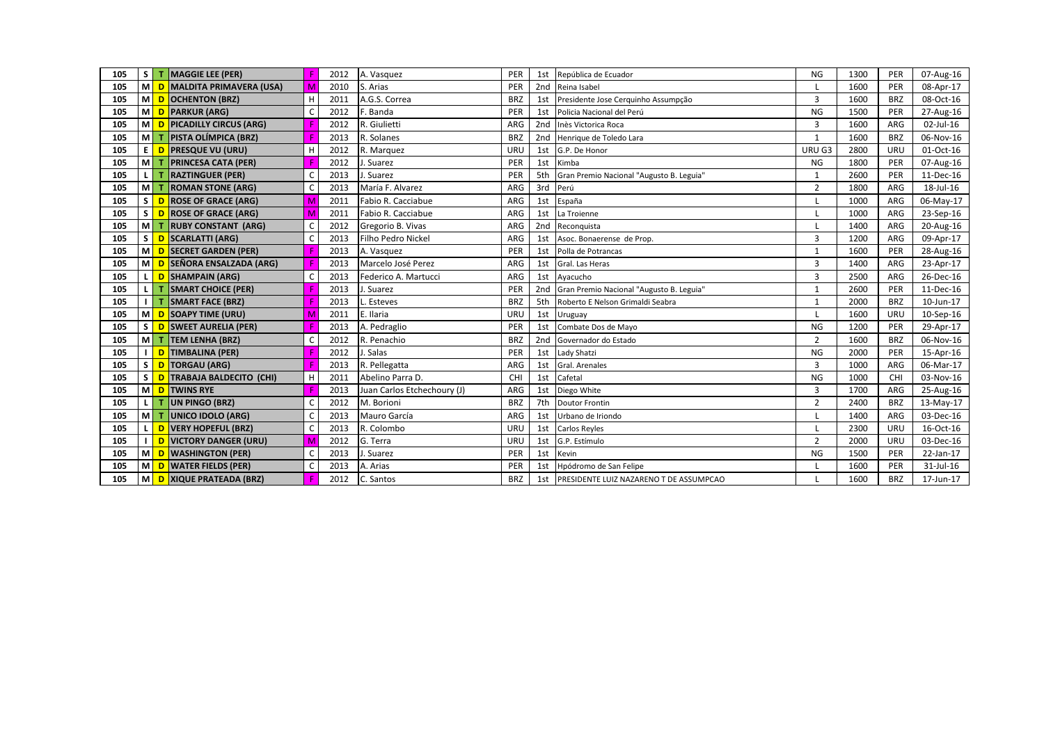| | | | | | | | | | | | | | |
|---|---|---|---|---|---|---|---|---|---|---|---|---|---|
| 105 | S | T | MAGGIE LEE (PER) | F | 2012 | A. Vasquez | PER | 1st | República de Ecuador | NG | 1300 | PER | 07-Aug-16 |
| 105 | M | D | MALDITA PRIMAVERA (USA) | M | 2010 | S. Arias | PER | 2nd | Reina Isabel | L | 1600 | PER | 08-Apr-17 |
| 105 | M | D | OCHENTON (BRZ) | H | 2011 | A.G.S. Correa | BRZ | 1st | Presidente Jose Cerquinho Assumpção | 3 | 1600 | BRZ | 08-Oct-16 |
| 105 | M | D | PARKUR (ARG) | C | 2012 | F. Banda | PER | 1st | Policia Nacional del Perú | NG | 1500 | PER | 27-Aug-16 |
| 105 | M | D | PICADILLY CIRCUS (ARG) | F | 2012 | R. Giulietti | ARG | 2nd | Inès Victorica Roca | 3 | 1600 | ARG | 02-Jul-16 |
| 105 | M | T | PISTA OLÍMPICA (BRZ) | F | 2013 | R. Solanes | BRZ | 2nd | Henrique de Toledo Lara | 1 | 1600 | BRZ | 06-Nov-16 |
| 105 | E | D | PRESQUE VU (URU) | H | 2012 | R. Marquez | URU | 1st | G.P. De Honor | URU G3 | 2800 | URU | 01-Oct-16 |
| 105 | M | T | PRINCESA CATA (PER) | F | 2012 | J. Suarez | PER | 1st | Kimba | NG | 1800 | PER | 07-Aug-16 |
| 105 | L | T | RAZTINGUER (PER) | C | 2013 | J. Suarez | PER | 5th | Gran Premio Nacional "Augusto B. Leguia" | 1 | 2600 | PER | 11-Dec-16 |
| 105 | M | T | ROMAN STONE (ARG) | C | 2013 | María F. Alvarez | ARG | 3rd | Perú | 2 | 1800 | ARG | 18-Jul-16 |
| 105 | S | D | ROSE OF GRACE (ARG) | M | 2011 | Fabio R. Cacciabue | ARG | 1st | España | L | 1000 | ARG | 06-May-17 |
| 105 | S | D | ROSE OF GRACE (ARG) | M | 2011 | Fabio R. Cacciabue | ARG | 1st | La Troienne | L | 1000 | ARG | 23-Sep-16 |
| 105 | M | T | RUBY CONSTANT (ARG) | C | 2012 | Gregorio B. Vivas | ARG | 2nd | Reconquista | L | 1400 | ARG | 20-Aug-16 |
| 105 | S | D | SCARLATTI (ARG) | C | 2013 | Filho Pedro Nickel | ARG | 1st | Asoc. Bonaerense de Prop. | 3 | 1200 | ARG | 09-Apr-17 |
| 105 | M | D | SECRET GARDEN (PER) | F | 2013 | A. Vasquez | PER | 1st | Polla de Potrancas | 1 | 1600 | PER | 28-Aug-16 |
| 105 | M | D | SEÑORA ENSALZADA (ARG) | F | 2013 | Marcelo José Perez | ARG | 1st | Gral. Las Heras | 3 | 1400 | ARG | 23-Apr-17 |
| 105 | L | D | SHAMPAIN (ARG) | C | 2013 | Federico A. Martucci | ARG | 1st | Ayacucho | 3 | 2500 | ARG | 26-Dec-16 |
| 105 | L | T | SMART CHOICE (PER) | F | 2013 | J. Suarez | PER | 2nd | Gran Premio Nacional "Augusto B. Leguia" | 1 | 2600 | PER | 11-Dec-16 |
| 105 | I | T | SMART FACE (BRZ) | F | 2013 | L. Esteves | BRZ | 5th | Roberto E Nelson Grimaldi Seabra | 1 | 2000 | BRZ | 10-Jun-17 |
| 105 | M | D | SOAPY TIME (URU) | M | 2011 | E. Ilaria | URU | 1st | Uruguay | L | 1600 | URU | 10-Sep-16 |
| 105 | S | D | SWEET AURELIA (PER) | F | 2013 | A. Pedraglio | PER | 1st | Combate Dos de Mayo | NG | 1200 | PER | 29-Apr-17 |
| 105 | M | T | TEM LENHA (BRZ) | C | 2012 | R. Penachio | BRZ | 2nd | Governador do Estado | 2 | 1600 | BRZ | 06-Nov-16 |
| 105 | I | D | TIMBALINA (PER) | F | 2012 | J. Salas | PER | 1st | Lady Shatzi | NG | 2000 | PER | 15-Apr-16 |
| 105 | S | D | TORGAU (ARG) | F | 2013 | R. Pellegatta | ARG | 1st | Gral. Arenales | 3 | 1000 | ARG | 06-Mar-17 |
| 105 | S | D | TRABAJA BALDECITO (CHI) | H | 2011 | Abelino Parra D. | CHI | 1st | Cafetal | NG | 1000 | CHI | 03-Nov-16 |
| 105 | M | D | TWINS RYE | F | 2013 | Juan Carlos Etchechoury (J) | ARG | 1st | Diego White | 3 | 1700 | ARG | 25-Aug-16 |
| 105 | L | T | UN PINGO (BRZ) | C | 2012 | M. Borioni | BRZ | 7th | Doutor Frontin | 2 | 2400 | BRZ | 13-May-17 |
| 105 | M | T | UNICO IDOLO (ARG) | C | 2013 | Mauro García | ARG | 1st | Urbano de Iriondo | L | 1400 | ARG | 03-Dec-16 |
| 105 | L | D | VERY HOPEFUL (BRZ) | C | 2013 | R. Colombo | URU | 1st | Carlos Reyles | L | 2300 | URU | 16-Oct-16 |
| 105 | I | D | VICTORY DANGER (URU) | M | 2012 | G. Terra | URU | 1st | G.P. Estimulo | 2 | 2000 | URU | 03-Dec-16 |
| 105 | M | D | WASHINGTON (PER) | C | 2013 | J. Suarez | PER | 1st | Kevin | NG | 1500 | PER | 22-Jan-17 |
| 105 | M | D | WATER FIELDS (PER) | C | 2013 | A. Arias | PER | 1st | Hpódromo de San Felipe | L | 1600 | PER | 31-Jul-16 |
| 105 | M | D | XIQUE PRATEADA (BRZ) | F | 2012 | C. Santos | BRZ | 1st | PRESIDENTE LUIZ NAZARENO T DE ASSUMPCAO | L | 1600 | BRZ | 17-Jun-17 |